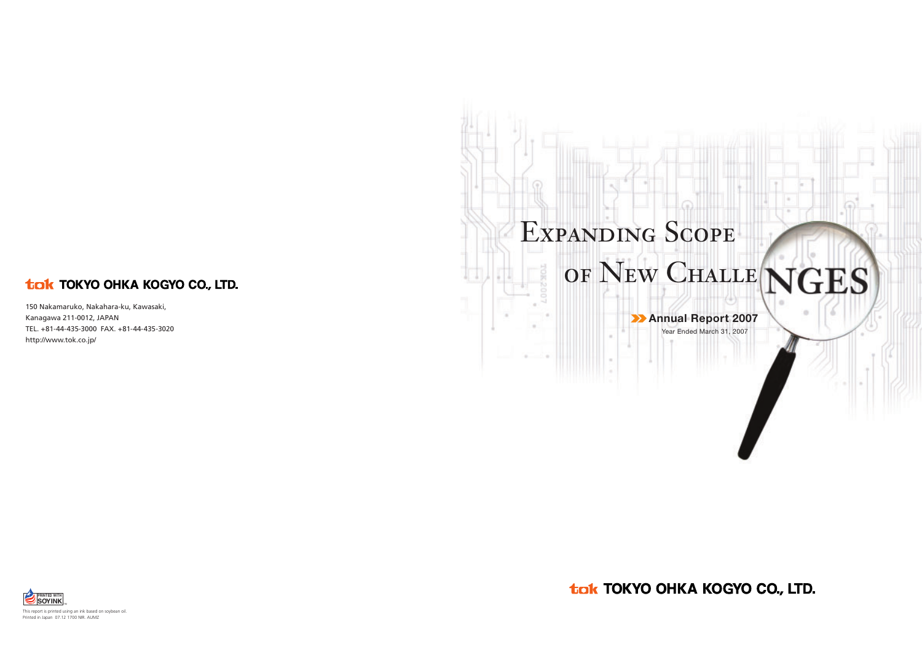# Expanding Scope of New Challenges

**Annual Report 2007**

Year Ended March 31, 2007

**TOKYO OHKA KOGYO CO., LTD.**

**TOKYO OHKA KOGYO CO., LTD.**

150 Nakamaruko, Nakahara-ku, Kawasaki,
Kanagawa 211-0012, JAPAN
TEL. +81-44-435-3000 FAX. +81-44-435-3020
http://www.tok.co.jp/

PRINTED WITH SOYINK

This report is printed using an ink based on soybean oil.
Printed in Japan 07.12 1700 NIR. AUMZ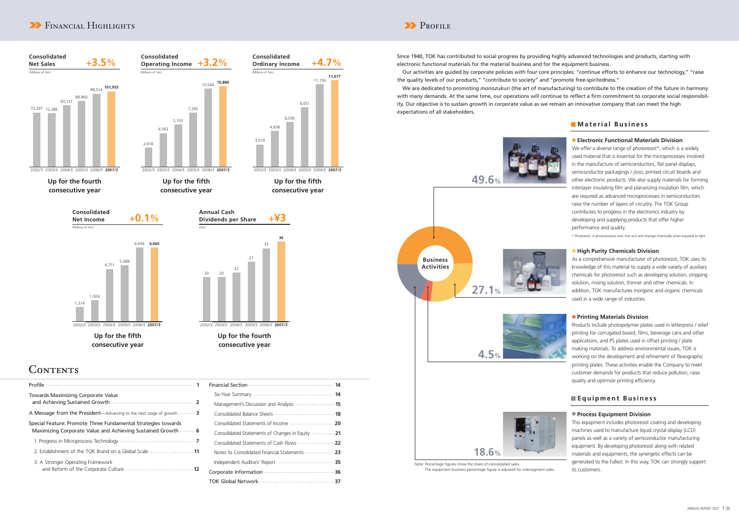# Financial Highlights

| Fiscal year | Consolidated Net Sales (Millions of Yen) | Consolidated Operating Income (Millions of Yen) | Consolidated Ordinary Income (Millions of Yen) | Consolidated Net Income (Millions of Yen) | Annual Cash Dividends per Share (Yen) |
|---|---|---|---|---|---|
| 2002/3 | 73,297 | 2,618 | 3,019 | 1,314 | 20 |
| 2003/3 | 72,286 | 4,563 | 4,838 | 1,924 | 20 |
| 2004/3 | 83,121 | 5,703 | 6,036 | 4,751 | 22 |
| 2005/3 | 88,960 | 7,295 | 8,051 | 5,088 | 27 |
| 2006/3 | 98,514 | 10,544 | 11,156 | 6,656 | 33 |
| **2007/3** | **101,955** | **10,884** | **11,677** | **6,660** | **36** |
| Change | +3.5% | +3.2% | +4.7% | +0.1% | +¥3 |
| | Up for the fourth consecutive year | Up for the fifth consecutive year | Up for the fifth consecutive year | Up for the fifth consecutive year | Up for the fourth consecutive year |

# Contents

- Profile ..... 1
- Towards Maximizing Corporate Value and Achieving Sustained Growth ..... 2
- A Message from the President—Advancing to the next stage of growth ..... 3
- Special Feature: Promote Three Fundamental Strategies towards Maximizing Corporate Value and Achieving Sustained Growth ..... 6
  - 1. Progress in Microprocess Technology ..... 7
  - 2. Establishment of the TOK Brand on a Global Scale ..... 11
  - 3. A Stronger Operating Framework and Reform of the Corporate Culture ..... 12
- Financial Section ..... 14
  - Six-Year Summary ..... 14
  - Management's Discussion and Analysis ..... 15
  - Consolidated Balance Sheets ..... 18
  - Consolidated Statements of Income ..... 20
  - Consolidated Statements of Changes in Equity ..... 21
  - Consolidated Statements of Cash Flows ..... 22
  - Notes to Consolidated Financial Statements ..... 23
  - Independent Auditors' Report ..... 35
- Corporate Information ..... 36
- TOK Global Network ..... 37

# Profile

Since 1940, TOK has contributed to social progress by providing highly advanced technologies and products, starting with electronic functional materials for the material business and for the equipment business.

Our activities are guided by corporate policies with four core principles: "continue efforts to enhance our technology," "raise the quality levels of our products," "contribute to society" and "promote free-spiritedness."

We are dedicated to promoting *monozukuri* (the art of manufacturing) to contribute to the creation of the future in harmony with many demands. At the same time, our operations will continue to reflect a firm commitment to corporate social responsibility. Our objective is to sustain growth in corporate value as we remain an innovative company that can meet the high expectations of all stakeholders.

**Business Activities**

## Material Business

### Electronic Functional Materials Division — 49.6%

We offer a diverse range of photoresist*, which is a widely used material that is essential for the microprocesses involved in the manufacture of semiconductors, flat panel displays, semiconductor packagings / *jisso*, printed circuit boards and other electronic products. We also supply materials for forming interlayer insulating film and planarizing insulation film, which are required as advanced microprocesses in semiconductors raise the number of layers of circuitry. The TOK Group contributes to progress in the electronics industry by developing and supplying products that offer higher performance and quality.

\* Photoresist: A photosensitive resin that acts and changes chemically when exposed to light.

### High Purity Chemicals Division — 27.1%

As a comprehensive manufacturer of photoresist, TOK uses its knowledge of this material to supply a wide variety of auxiliary chemicals for photoresist such as developing solution, stripping solution, rinsing solution, thinner and other chemicals. In addition, TOK manufactures inorganic and organic chemicals used in a wide range of industries.

### Printing Materials Division — 4.5%

Products include photopolymer plates used in letterpress / relief printing for corrugated board, films, beverage cans and other applications, and PS plates used in offset printing / plate making materials. To address environmental issues, TOK is working on the development and refinement of flexographic printing plates. These activities enable the Company to meet customer demands for products that reduce pollution, raise quality and optimize printing efficiency.

## Equipment Business

### Process Equipment Division — 18.6%

This equipment includes photoresist coating and developing machines used to manufacture liquid crystal display (LCD) panels as well as a variety of semiconductor manufacturing equipment. By developing photoresist along with related materials and equipments, the synergetic effects can be generated to the fullest. In this way, TOK can strongly support its customers.

Note: Percentage figures show the share of consolidated sales.
The equipment business percentage figure is adjusted for intersegment sales.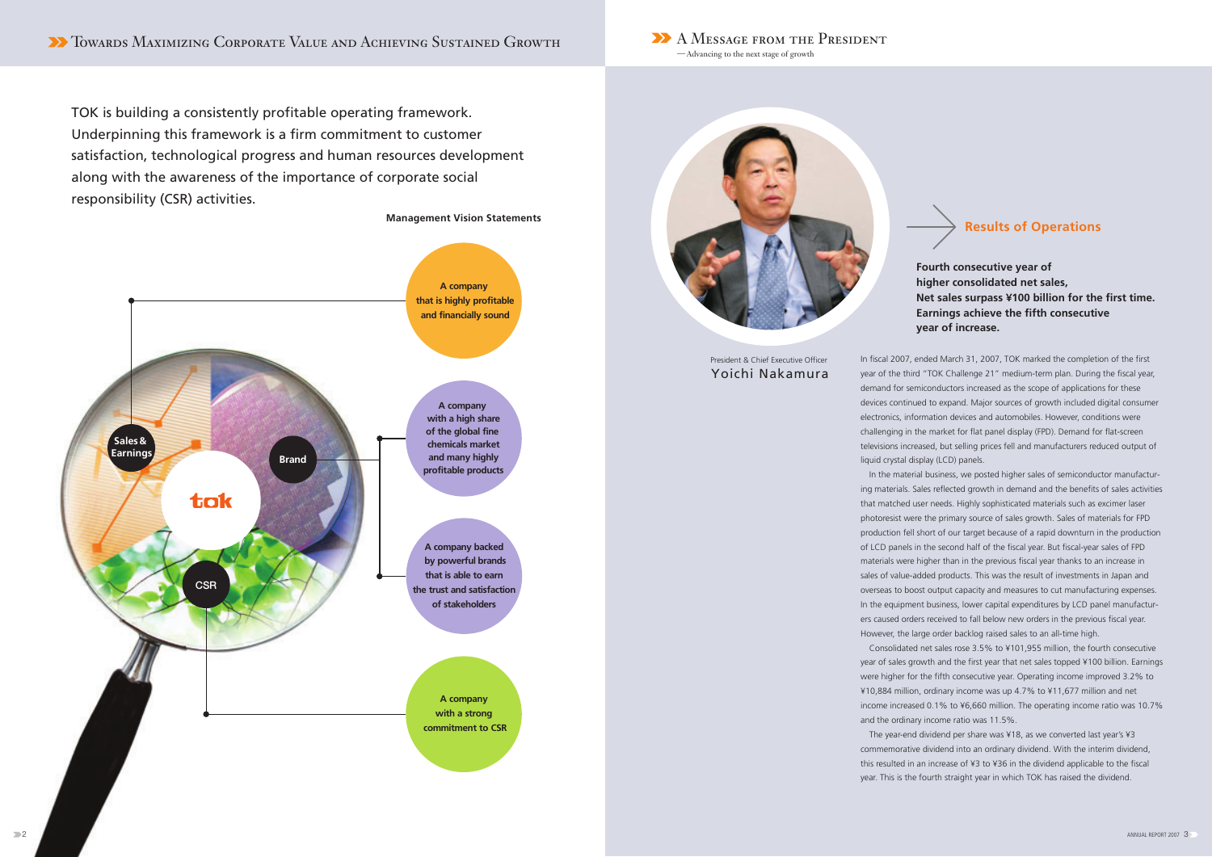# Towards Maximizing Corporate Value and Achieving Sustained Growth

TOK is building a consistently profitable operating framework. Underpinning this framework is a firm commitment to customer satisfaction, technological progress and human resources development along with the awareness of the importance of corporate social responsibility (CSR) activities.

**Management Vision Statements**

- **Sales & Earnings**: A company that is highly profitable and financially sound
- **Brand**: A company with a high share of the global fine chemicals market and many highly profitable products
- **Brand**: A company backed by powerful brands that is able to earn the trust and satisfaction of stakeholders
- **CSR**: A company with a strong commitment to CSR

# A Message from the President

—Advancing to the next stage of growth

President & Chief Executive Officer
Yoichi Nakamura

## Results of Operations

**Fourth consecutive year of higher consolidated net sales, Net sales surpass ¥100 billion for the first time. Earnings achieve the fifth consecutive year of increase.**

In fiscal 2007, ended March 31, 2007, TOK marked the completion of the first year of the third "TOK Challenge 21" medium-term plan. During the fiscal year, demand for semiconductors increased as the scope of applications for these devices continued to expand. Major sources of growth included digital consumer electronics, information devices and automobiles. However, conditions were challenging in the market for flat panel display (FPD). Demand for flat-screen televisions increased, but selling prices fell and manufacturers reduced output of liquid crystal display (LCD) panels.

In the material business, we posted higher sales of semiconductor manufacturing materials. Sales reflected growth in demand and the benefits of sales activities that matched user needs. Highly sophisticated materials such as excimer laser photoresist were the primary source of sales growth. Sales of materials for FPD production fell short of our target because of a rapid downturn in the production of LCD panels in the second half of the fiscal year. But fiscal-year sales of FPD materials were higher than in the previous fiscal year thanks to an increase in sales of value-added products. This was the result of investments in Japan and overseas to boost output capacity and measures to cut manufacturing expenses. In the equipment business, lower capital expenditures by LCD panel manufacturers caused orders received to fall below new orders in the previous fiscal year. However, the large order backlog raised sales to an all-time high.

Consolidated net sales rose 3.5% to ¥101,955 million, the fourth consecutive year of sales growth and the first year that net sales topped ¥100 billion. Earnings were higher for the fifth consecutive year. Operating income improved 3.2% to ¥10,884 million, ordinary income was up 4.7% to ¥11,677 million and net income increased 0.1% to ¥6,660 million. The operating income ratio was 10.7% and the ordinary income ratio was 11.5%.

The year-end dividend per share was ¥18, as we converted last year's ¥3 commemorative dividend into an ordinary dividend. With the interim dividend, this resulted in an increase of ¥3 to ¥36 in the dividend applicable to the fiscal year. This is the fourth straight year in which TOK has raised the dividend.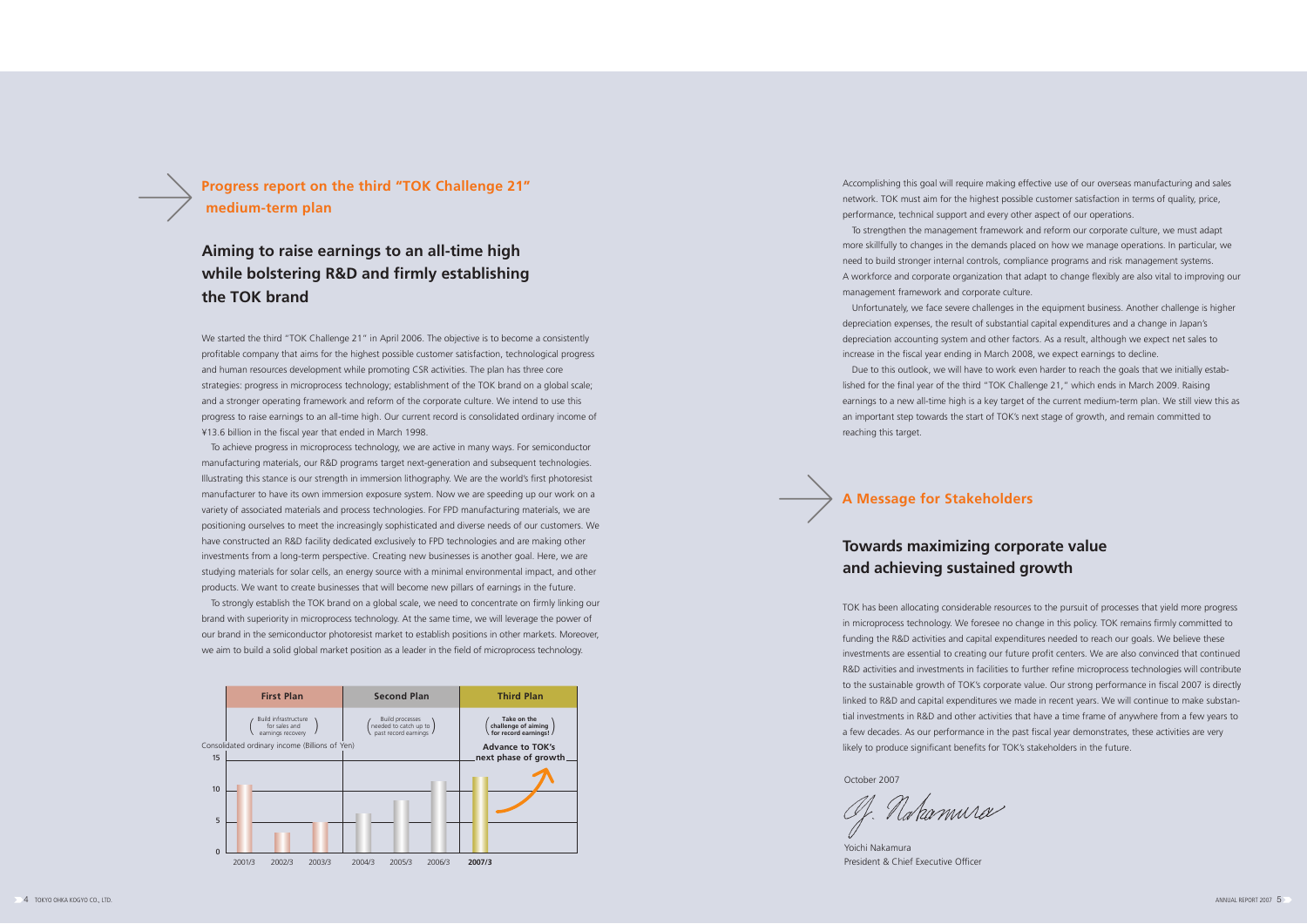## Progress report on the third "TOK Challenge 21" medium-term plan

## Aiming to raise earnings to an all-time high while bolstering R&D and firmly establishing the TOK brand

We started the third "TOK Challenge 21" in April 2006. The objective is to become a consistently profitable company that aims for the highest possible customer satisfaction, technological progress and human resources development while promoting CSR activities. The plan has three core strategies: progress in microprocess technology; establishment of the TOK brand on a global scale; and a stronger operating framework and reform of the corporate culture. We intend to use this progress to raise earnings to an all-time high. Our current record is consolidated ordinary income of ¥13.6 billion in the fiscal year that ended in March 1998.

To achieve progress in microprocess technology, we are active in many ways. For semiconductor manufacturing materials, our R&D programs target next-generation and subsequent technologies. Illustrating this stance is our strength in immersion lithography. We are the world's first photoresist manufacturer to have its own immersion exposure system. Now we are speeding up our work on a variety of associated materials and process technologies. For FPD manufacturing materials, we are positioning ourselves to meet the increasingly sophisticated and diverse needs of our customers. We have constructed an R&D facility dedicated exclusively to FPD technologies and are making other investments from a long-term perspective. Creating new businesses is another goal. Here, we are studying materials for solar cells, an energy source with a minimal environmental impact, and other products. We want to create businesses that will become new pillars of earnings in the future.

To strongly establish the TOK brand on a global scale, we need to concentrate on firmly linking our brand with superiority in microprocess technology. At the same time, we will leverage the power of our brand in the semiconductor photoresist market to establish positions in other markets. Moreover, we aim to build a solid global market position as a leader in the field of microprocess technology.

| First Plan | Second Plan | Third Plan |
|---|---|---|
| (Build infrastructure for sales and earnings recovery) | (Build processes needed to catch up to past record earnings) | (**Take on the challenge of aiming for record earnings!**) |
| 2001/3, 2002/3, 2003/3 | 2004/3, 2005/3, 2006/3 | **2007/3** |

Consolidated ordinary income (Billions of Yen)

**Advance to TOK's next phase of growth**

Accomplishing this goal will require making effective use of our overseas manufacturing and sales network. TOK must aim for the highest possible customer satisfaction in terms of quality, price, performance, technical support and every other aspect of our operations.

To strengthen the management framework and reform our corporate culture, we must adapt more skillfully to changes in the demands placed on how we manage operations. In particular, we need to build stronger internal controls, compliance programs and risk management systems. A workforce and corporate organization that adapt to change flexibly are also vital to improving our management framework and corporate culture.

Unfortunately, we face severe challenges in the equipment business. Another challenge is higher depreciation expenses, the result of substantial capital expenditures and a change in Japan's depreciation accounting system and other factors. As a result, although we expect net sales to increase in the fiscal year ending in March 2008, we expect earnings to decline.

Due to this outlook, we will have to work even harder to reach the goals that we initially established for the final year of the third "TOK Challenge 21," which ends in March 2009. Raising earnings to a new all-time high is a key target of the current medium-term plan. We still view this as an important step towards the start of TOK's next stage of growth, and remain committed to reaching this target.

## A Message for Stakeholders

## Towards maximizing corporate value and achieving sustained growth

TOK has been allocating considerable resources to the pursuit of processes that yield more progress in microprocess technology. We foresee no change in this policy. TOK remains firmly committed to funding the R&D activities and capital expenditures needed to reach our goals. We believe these investments are essential to creating our future profit centers. We are also convinced that continued R&D activities and investments in facilities to further refine microprocess technologies will contribute to the sustainable growth of TOK's corporate value. Our strong performance in fiscal 2007 is directly linked to R&D and capital expenditures we made in recent years. We will continue to make substantial investments in R&D and other activities that have a time frame of anywhere from a few years to a few decades. As our performance in the past fiscal year demonstrates, these activities are very likely to produce significant benefits for TOK's stakeholders in the future.

October 2007

Yoichi Nakamura
President & Chief Executive Officer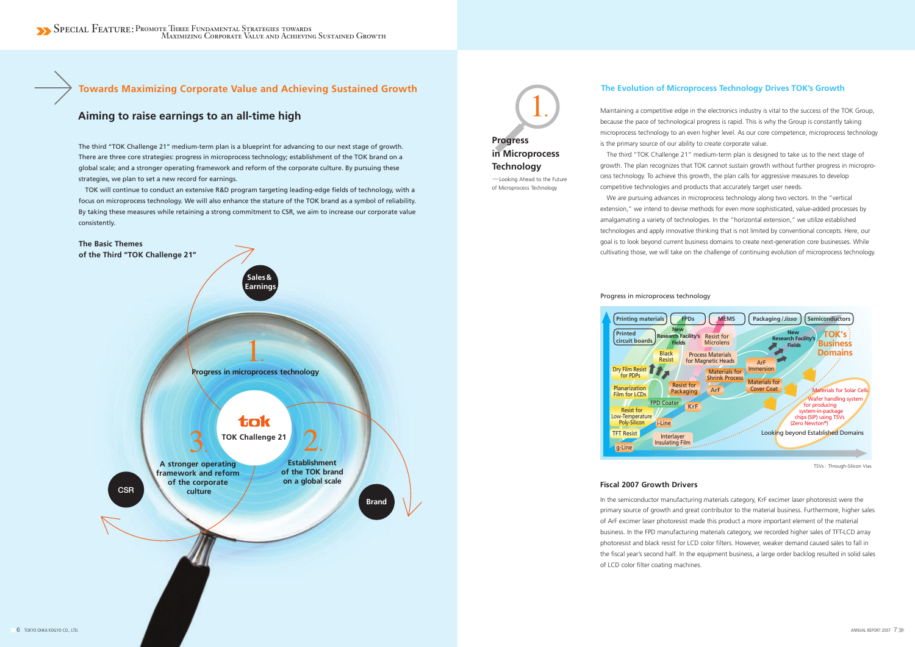## Towards Maximizing Corporate Value and Achieving Sustained Growth

### Aiming to raise earnings to an all-time high

The third "TOK Challenge 21" medium-term plan is a blueprint for advancing to our next stage of growth. There are three core strategies: progress in microprocess technology; establishment of the TOK brand on a global scale; and a stronger operating framework and reform of the corporate culture. By pursuing these strategies, we plan to set a new record for earnings.

TOK will continue to conduct an extensive R&D program targeting leading-edge fields of technology, with a focus on microprocess technology. We will also enhance the stature of the TOK brand as a symbol of reliability. By taking these measures while retaining a strong commitment to CSR, we aim to increase our corporate value consistently.

**The Basic Themes of the Third "TOK Challenge 21"**

- Sales & Earnings
- 1. Progress in microprocess technology
- TOK Challenge 21
- 2. Establishment of the TOK brand on a global scale
- 3. A stronger operating framework and reform of the corporate culture
- CSR
- Brand

## 1. Progress in Microprocess Technology

—Looking Ahead to the Future of Microprocess Technology

### The Evolution of Microprocess Technology Drives TOK's Growth

Maintaining a competitive edge in the electronics industry is vital to the success of the TOK Group, because the pace of technological progress is rapid. This is why the Group is constantly taking microprocess technology to an even higher level. As our core competence, microprocess technology is the primary source of our ability to create corporate value.

The third "TOK Challenge 21" medium-term plan is designed to take us to the next stage of growth. The plan recognizes that TOK cannot sustain growth without further progress in microprocess technology. To achieve this growth, the plan calls for aggressive measures to develop competitive technologies and products that accurately target user needs.

We are pursuing advances in microprocess technology along two vectors. In the "vertical extension," we intend to devise methods for even more sophisticated, value-added processes by amalgamating a variety of technologies. In the "horizontal extension," we utilize established technologies and apply innovative thinking that is not limited by conventional concepts. Here, our goal is to look beyond current business domains to create next-generation core businesses. While cultivating those, we will take on the challenge of continuing evolution of microprocess technology.

**Progress in microprocess technology**

Printing materials | FPDs | MEMS | Packaging / *Jisso* | Semiconductors

Printed circuit boards; New Research Facility's Fields; Resist for Microlens; Black Resist; Process Materials for Magnetic Heads; Dry Film Resist for PDPs; Materials for Shrink Process; ArF Immersion; Planarization Film for LCDs; Resist for Packaging; ArF; Materials for Cover Coat; FPD Coater; KrF; Resist for Low-Temperature Poly-Silicon; i-Line; TFT Resist; Interlayer Insulating Film; g-Line; New Research Facility's Fields; TOK's Business Domains; Materials for Solar Cells; Wafer handling system for producing system-in-package chips (SiP) using TSVs (Zero Newton®); Looking beyond Established Domains

TSVs : Through-Silicon Vias

### Fiscal 2007 Growth Drivers

In the semiconductor manufacturing materials category, KrF excimer laser photoresist were the primary source of growth and great contributor to the material business. Furthermore, higher sales of ArF excimer laser photoresist made this product a more important element of the material business. In the FPD manufacturing materials category, we recorded higher sales of TFT-LCD array photoresist and black resist for LCD color filters. However, weaker demand caused sales to fall in the fiscal year's second half. In the equipment business, a large order backlog resulted in solid sales of LCD color filter coating machines.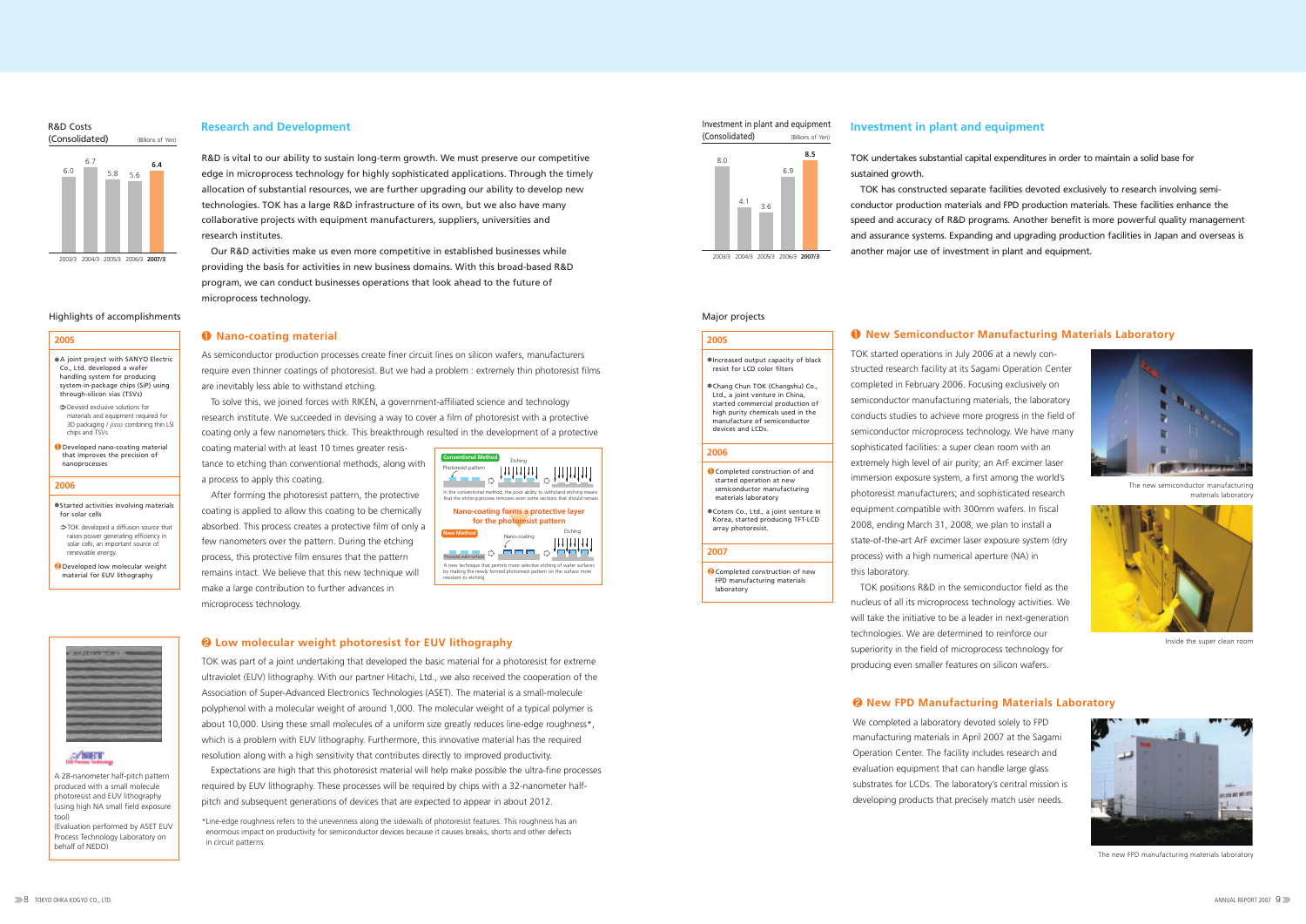## Research and Development

R&D Costs (Consolidated) (Billions of Yen)

| 2003/3 | 2004/3 | 2005/3 | 2006/3 | 2007/3 |
|---|---|---|---|---|
| 6.0 | 6.7 | 5.8 | 5.6 | **6.4** |

R&D is vital to our ability to sustain long-term growth. We must preserve our competitive edge in microprocess technology for highly sophisticated applications. Through the timely allocation of substantial resources, we are further upgrading our ability to develop new technologies. TOK has a large R&D infrastructure of its own, but we also have many collaborative projects with equipment manufacturers, suppliers, universities and research institutes.

Our R&D activities make us even more competitive in established businesses while providing the basis for activities in new business domains. With this broad-based R&D program, we can conduct businesses operations that look ahead to the future of microprocess technology.

### Highlights of accomplishments

**2005**

- A joint project with SANYO Electric Co., Ltd. developed a wafer handling system for producing system-in-package chips (SiP) using through-silicon vias (TSVs)
  - ⇨Devised exclusive solutions for materials and equipment required for 3D packaging / jisso combining thin LSI chips and TSVs
- ❶ Developed nano-coating material that improves the precision of nanoprocesses

**2006**

- Started activities involving materials for solar cells
  - ⇨TOK developed a diffusion source that raises power generating efficiency in solar cells, an important source of renewable energy.
- ❷ Developed low molecular weight material for EUV lithography

### ❶ Nano-coating material

As semiconductor production processes create finer circuit lines on silicon wafers, manufacturers require even thinner coatings of photoresist. But we had a problem : extremely thin photoresist films are inevitably less able to withstand etching.

To solve this, we joined forces with RIKEN, a government-affiliated science and technology research institute. We succeeded in devising a way to cover a film of photoresist with a protective coating only a few nanometers thick. This breakthrough resulted in the development of a protective coating material with at least 10 times greater resistance to etching than conventional methods, along with a process to apply this coating.

After forming the photoresist pattern, the protective coating is applied to allow this coating to be chemically absorbed. This process creates a protective film of only a few nanometers over the pattern. During the etching process, this protective film ensures that the pattern remains intact. We believe that this new technique will make a large contribution to further advances in microprocess technology.

Conventional Method — Photoresist pattern — Etching
In the conventional method, the poor ability to withstand etching means that the etching process removes even some sections that should remain.

**Nano-coating forms a protective layer for the photoresist pattern**

New Method — Processed wafer surface — Nano-coating — Etching
A new technique that permits more selective etching of wafer surfaces by making the newly formed photoresist pattern on the surface more resistant to etching.

### ❷ Low molecular weight photoresist for EUV lithography

TOK was part of a joint undertaking that developed the basic material for a photoresist for extreme ultraviolet (EUV) lithography. With our partner Hitachi, Ltd., we also received the cooperation of the Association of Super-Advanced Electronics Technologies (ASET). The material is a small-molecule polyphenol with a molecular weight of around 1,000. The molecular weight of a typical polymer is about 10,000. Using these small molecules of a uniform size greatly reduces line-edge roughness*, which is a problem with EUV lithography. Furthermore, this innovative material has the required resolution along with a high sensitivity that contributes directly to improved productivity.

Expectations are high that this photoresist material will help make possible the ultra-fine processes required by EUV lithography. These processes will be required by chips with a 32-nanometer half-pitch and subsequent generations of devices that are expected to appear in about 2012.

*Line-edge roughness refers to the unevenness along the sidewalls of photoresist features. This roughness has an enormous impact on productivity for semiconductor devices because it causes breaks, shorts and other defects in circuit patterns.

A 28-nanometer half-pitch pattern produced with a small molecule photoresist and EUV lithography (using high NA small field exposure tool)
(Evaluation performed by ASET EUV Process Technology Laboratory on behalf of NEDO)

## Investment in plant and equipment

Investment in plant and equipment (Consolidated) (Billions of Yen)

| 2003/3 | 2004/3 | 2005/3 | 2006/3 | 2007/3 |
|---|---|---|---|---|
| 8.0 | 4.1 | 3.6 | 6.9 | **8.5** |

TOK undertakes substantial capital expenditures in order to maintain a solid base for sustained growth.

TOK has constructed separate facilities devoted exclusively to research involving semiconductor production materials and FPD production materials. These facilities enhance the speed and accuracy of R&D programs. Another benefit is more powerful quality management and assurance systems. Expanding and upgrading production facilities in Japan and overseas is another major use of investment in plant and equipment.

### Major projects

**2005**

- Increased output capacity of black resist for LCD color filters
- Chang Chun TOK (Changshu) Co., Ltd., a joint venture in China, started commercial production of high purity chemicals used in the manufacture of semiconductor devices and LCDs.

**2006**

- ❶ Completed construction of and started operation at new semiconductor manufacturing materials laboratory
- Cotem Co., Ltd., a joint venture in Korea, started producing TFT-LCD array photoresist.

**2007**

- ❷ Completed construction of new FPD manufacturing materials laboratory

### ❶ New Semiconductor Manufacturing Materials Laboratory

TOK started operations in July 2006 at a newly constructed research facility at its Sagami Operation Center completed in February 2006. Focusing exclusively on semiconductor manufacturing materials, the laboratory conducts studies to achieve more progress in the field of semiconductor microprocess technology. We have many sophisticated facilities: a super clean room with an extremely high level of air purity; an ArF excimer laser immersion exposure system, a first among the world's photoresist manufacturers; and sophisticated research equipment compatible with 300mm wafers. In fiscal 2008, ending March 31, 2008, we plan to install a state-of-the-art ArF excimer laser exposure system (dry process) with a high numerical aperture (NA) in this laboratory.

TOK positions R&D in the semiconductor field as the nucleus of all its microprocess technology activities. We will take the initiative to be a leader in next-generation technologies. We are determined to reinforce our superiority in the field of microprocess technology for producing even smaller features on silicon wafers.

The new semiconductor manufacturing materials laboratory

Inside the super clean room

### ❷ New FPD Manufacturing Materials Laboratory

We completed a laboratory devoted solely to FPD manufacturing materials in April 2007 at the Sagami Operation Center. The facility includes research and evaluation equipment that can handle large glass substrates for LCDs. The laboratory's central mission is developing products that precisely match user needs.

The new FPD manufacturing materials laboratory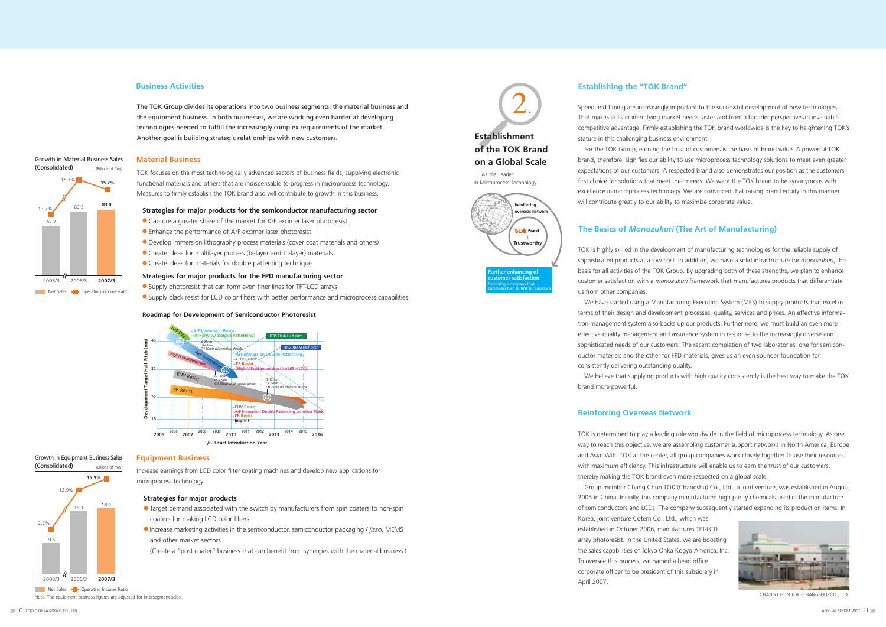## Business Activities

The TOK Group divides its operations into two business segments: the material business and the equipment business. In both businesses, we are working even harder at developing technologies needed to fulfill the increasingly complex requirements of the market. Another goal is building strategic relationships with new customers.

### Material Business

TOK focuses on the most technologically advanced sectors of business fields, supplying electronic functional materials and others that are indispensable to progress in microprocess technology. Measures to firmly establish the TOK brand also will contribute to growth in this business.

**Growth in Material Business Sales (Consolidated)** (Billions of Yen)

| | 2003/3 | 2006/3 | 2007/3 |
|---|---|---|---|
| Net Sales | 62.7 | 80.3 | 83.0 |
| Operating Income Ratio | 13.7% | 15.7% | 15.2% |

#### Strategies for major products for the semiconductor manufacturing sector

- Capture a greater share of the market for KrF excimer laser photoresist
- Enhance the performance of ArF excimer laser photoresist
- Develop immersion lithography process materials (cover coat materials and others)
- Create ideas for multilayer process (bi-layer and tri-layer) materials
- Create ideas for materials for double patterning technique

#### Strategies for major products for the FPD manufacturing sector

- Supply photoresist that can form even finer lines for TFT-LCD arrays
- Supply black resist for LCD color filters with better performance and microprocess capabilities

**Roadmap for Development of Semiconductor Photoresist**

### Equipment Business

Increase earnings from LCD color filter coating machines and develop new applications for microprocess technology.

**Growth in Equipment Business Sales (Consolidated)** (Billions of Yen)

| | 2003/3 | 2006/3 | 2007/3 |
|---|---|---|---|
| Net Sales | 9.6 | 18.1 | 18.9 |
| Operating Income Ratio | 2.2% | 12.9% | 15.9% |

Note: The equipment business figures are adjusted for intersegment sales.

#### Strategies for major products

- Target demand associated with the switch by manufacturers from spin coaters to non-spin coaters for making LCD color filters.
- Increase marketing activities in the semiconductor, semiconductor packaging / *jisso*, MEMS and other market sectors
  (Create a "post coater" business that can benefit from synergies with the material business.)

# 2. Establishment of the TOK Brand on a Global Scale

—As the Leader in Microprocess Technology

Reinforcing overseas network — tok Brand = Trustworthy — Further enhancing of customer satisfaction: Becoming a company that customers turn to first for solutions

## Establishing the "TOK Brand"

Speed and timing are increasingly important to the successful development of new technologies. That makes skills in identifying market needs faster and from a broader perspective an invaluable competitive advantage. Firmly establishing the TOK brand worldwide is the key to heightening TOK's stature in this challenging business environment.

For the TOK Group, earning the trust of customers is the basis of brand value. A powerful TOK brand, therefore, signifies our ability to use microprocess technology solutions to meet even greater expectations of our customers. A respected brand also demonstrates our position as the customers' first choice for solutions that meet their needs. We want the TOK brand to be synonymous with excellence in microprocess technology. We are convinced that raising brand equity in this manner will contribute greatly to our ability to maximize corporate value.

## The Basics of *Monozukuri* (The Art of Manufacturing)

TOK is highly skilled in the development of manufacturing technologies for the reliable supply of sophisticated products at a low cost. In addition, we have a solid infrastructure for *monozukuri*, the basis for all activities of the TOK Group. By upgrading both of these strengths, we plan to enhance customer satisfaction with a *monozukuri* framework that manufactures products that differentiate us from other companies.

We have started using a Manufacturing Execution System (MES) to supply products that excel in terms of their design and development processes, quality, services and prices. An effective information management system also backs up our products. Furthermore, we must build an even more effective quality management and assurance system in response to the increasingly diverse and sophisticated needs of our customers. The recent completion of two laboratories, one for semiconductor materials and the other for FPD materials, gives us an even sounder foundation for consistently delivering outstanding quality.

We believe that supplying products with high quality consistently is the best way to make the TOK brand more powerful.

## Reinforcing Overseas Network

TOK is determined to play a leading role worldwide in the field of microprocess technology. As one way to reach this objective, we are assembling customer support networks in North America, Europe and Asia. With TOK at the center, all group companies work closely together to use their resources with maximum efficiency. This infrastructure will enable us to earn the trust of our customers, thereby making the TOK brand even more respected on a global scale.

Group member Chang Chun TOK (Changshu) Co., Ltd., a joint venture, was established in August 2005 in China. Initially, this company manufactured high purity chemicals used in the manufacture of semiconductors and LCDs. The company subsequently started expanding its production items. In Korea, joint venture Cotem Co., Ltd., which was established in October 2006, manufactures TFT-LCD array photoresist. In the United States, we are boosting the sales capabilities of Tokyo Ohka Kogyo America, Inc. To oversee this process, we named a head office corporate officer to be president of this subsidiary in April 2007.

CHANG CHUN TOK (CHANGSHU) CO., LTD.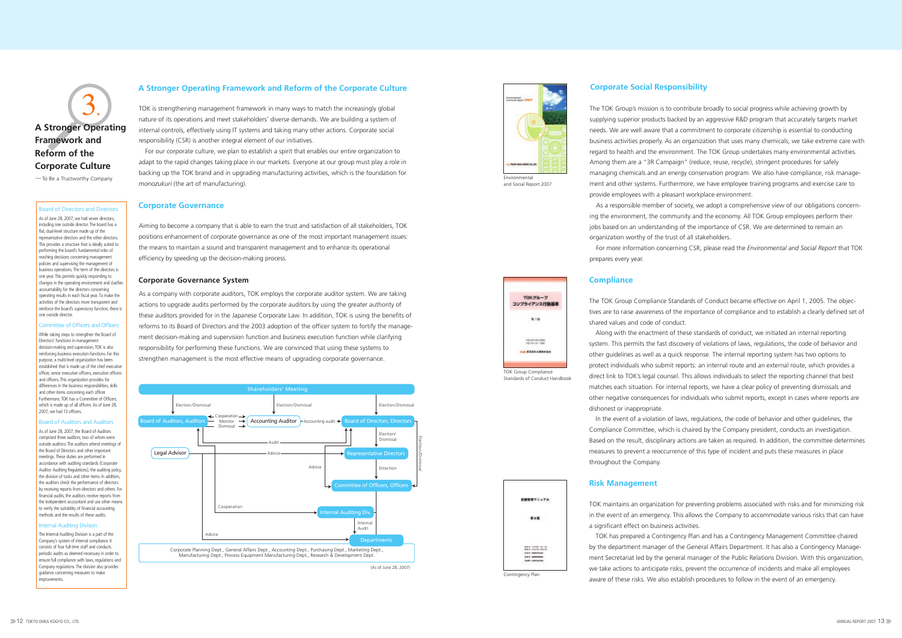# 3. A Stronger Operating Framework and Reform of the Corporate Culture

—To Be a Trustworthy Company

### Board of Directors and Directors

As of June 28, 2007, we had seven directors, including one outside director. The board has a flat, dual-level structure made up of the representative directors and the other directors. This provides a structure that is ideally suited to performing the board's fundamental roles of reaching decisions concerning management policies and supervising the management of business operations. The term of the directors is one year. This permits quickly responding to changes in the operating environment and clarifies accountability for the directors concerning operating results in each fiscal year. To make the activities of the directors more transparent and reinforce the board's supervisory function, there is one outside director.

### Committee of Officers and Officers

While taking steps to strengthen the Board of Directors' functions in management decision-making and supervision, TOK is also reinforcing business execution functions. For this purpose, a multi-level organization has been established that is made up of the chief executive officer, senior executive officers, executive officers and officers. This organization provides for differences in the business responsibilities, skills and other items concerning each officer. Furthermore, TOK has a Committee of Officers, which is made up of all officers. As of June 28, 2007, we had 13 officers.

### Board of Auditors and Auditors

As of June 28, 2007, the Board of Auditors comprised three auditors, two of whom were outside auditors. The auditors attend meetings of the Board of Directors and other important meetings. These duties are performed in accordance with auditing standards (Corporate Auditor Auditing Regulations), the auditing policy, the division of tasks and other items. In addition, the auditors check the performance of directors by receiving reports from directors and others. For financial audits, the auditors receive reports from the independent accountant and use other means to verify the suitability of financial accounting methods and the results of these audits.

### Internal Auditing Division

The Internal Auditing Division is a part of the Company's system of internal compliance. It consists of four full-time staff and conducts periodic audits as deemed necessary in order to ensure full compliance with laws, regulations and Company regulations. The division also provides guidance concerning measures to make improvements.

## A Stronger Operating Framework and Reform of the Corporate Culture

TOK is strengthening management framework in many ways to match the increasingly global nature of its operations and meet stakeholders' diverse demands. We are building a system of internal controls, effectively using IT systems and taking many other actions. Corporate social responsibility (CSR) is another integral element of our initiatives.

For our corporate culture, we plan to establish a spirit that enables our entire organization to adapt to the rapid changes taking place in our markets. Everyone at our group must play a role in backing up the TOK brand and in upgrading manufacturing activities, which is the foundation for *monozukuri* (the art of manufacturing).

## Corporate Governance

Aiming to become a company that is able to earn the trust and satisfaction of all stakeholders, TOK positions enhancement of corporate governance as one of the most important management issues: the means to maintain a sound and transparent management and to enhance its operational efficiency by speeding up the decision-making process.

### Corporate Governance System

As a company with corporate auditors, TOK employs the corporate auditor system. We are taking actions to upgrade audits performed by the corporate auditors by using the greater authority of these auditors provided for in the Japanese Corporate Law. In addition, TOK is using the benefits of reforms to its Board of Directors and the 2003 adoption of the officer system to fortify the management decision-making and supervision function and business execution function while clarifying responsibility for performing these functions. We are convinced that using these systems to strengthen management is the most effective means of upgrading corporate governance.

Shareholders' Meeting

Election/Dismissal — Board of Auditors, Auditors; Election/Dismissal — Accounting Auditor; Election/Dismissal — Board of Directors, Directors

Board of Auditors, Auditors — Cooperation / Monitor / Dismissal — Accounting Auditor — Accounting audit → Board of Directors, Directors

Board of Directors, Directors — Election/Dismissal → Representative Directors; Election/Dismissal → Committee of Officers, Officers

Board of Auditors, Auditors — Audit → Board of Directors, Directors

Legal Advisor — Advice → Representative Directors

Representative Directors — Direction → Committee of Officers, Officers

Committee of Officers, Officers — Advice

Board of Auditors, Auditors — Cooperation → Internal Auditing Div.

Internal Auditing Div. — Internal Audit → Departments

Legal Advisor — Advice → Departments

Departments: Corporate Planning Dept., General Affairs Dept., Accounting Dept., Purchasing Dept., Marketing Dept., Manufacturing Dept., Process Equipment Manufacturing Dept., Research & Development Dept.

(As of June 28, 2007)

## Corporate Social Responsibility

Environmental and Social Report 2007

The TOK Group's mission is to contribute broadly to social progress while achieving growth by supplying superior products backed by an aggressive R&D program that accurately targets market needs. We are well aware that a commitment to corporate citizenship is essential to conducting business activities properly. As an organization that uses many chemicals, we take extreme care with regard to health and the environment. The TOK Group undertakes many environmental activities. Among them are a "3R Campaign" (reduce, reuse, recycle), stringent procedures for safely managing chemicals and an energy conservation program. We also have compliance, risk management and other systems. Furthermore, we have employee training programs and exercise care to provide employees with a pleasant workplace environment.

As a responsible member of society, we adopt a comprehensive view of our obligations concerning the environment, the community and the economy. All TOK Group employees perform their jobs based on an understanding of the importance of CSR. We are determined to remain an organization worthy of the trust of all stakeholders.

For more information concerning CSR, please read the *Environmental and Social Report* that TOK prepares every year.

## Compliance

TOK Group Compliance Standards of Conduct Handbook

The TOK Group Compliance Standards of Conduct became effective on April 1, 2005. The objectives are to raise awareness of the importance of compliance and to establish a clearly defined set of shared values and code of conduct.

Along with the enactment of these standards of conduct, we initiated an internal reporting system. This permits the fast discovery of violations of laws, regulations, the code of behavior and other guidelines as well as a quick response. The internal reporting system has two options to protect individuals who submit reports: an internal route and an external route, which provides a direct link to TOK's legal counsel. This allows individuals to select the reporting channel that best matches each situation. For internal reports, we have a clear policy of preventing dismissals and other negative consequences for individuals who submit reports, except in cases where reports are dishonest or inappropriate.

In the event of a violation of laws, regulations, the code of behavior and other guidelines, the Compliance Committee, which is chaired by the Company president, conducts an investigation. Based on the result, disciplinary actions are taken as required. In addition, the committee determines measures to prevent a reoccurrence of this type of incident and puts these measures in place throughout the Company.

## Risk Management

Contingency Plan

TOK maintains an organization for preventing problems associated with risks and for minimizing risk in the event of an emergency. This allows the Company to accommodate various risks that can have a significant effect on business activities.

TOK has prepared a Contingency Plan and has a Contingency Management Committee chaired by the department manager of the General Affairs Department. It has also a Contingency Management Secretariat led by the general manager of the Public Relations Division. With this organization, we take actions to anticipate risks, prevent the occurrence of incidents and make all employees aware of these risks. We also establish procedures to follow in the event of an emergency.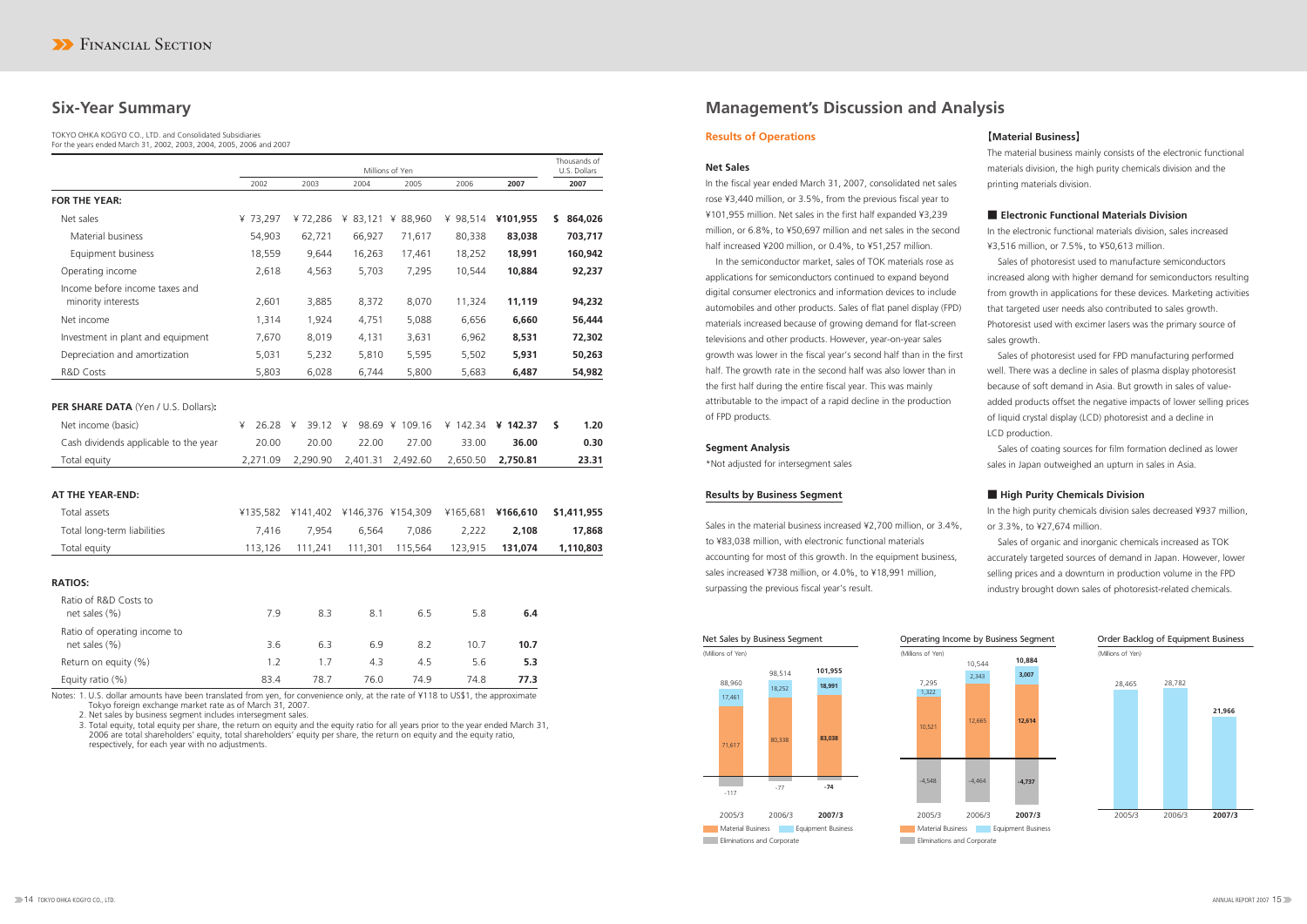## Six-Year Summary

TOKYO OHKA KOGYO CO., LTD. and Consolidated Subsidiaries
For the years ended March 31, 2002, 2003, 2004, 2005, 2006 and 2007

| | Millions of Yen | | | | | | Thousands of U.S. Dollars |
|---|---|---|---|---|---|---|---|
| | 2002 | 2003 | 2004 | 2005 | 2006 | 2007 | 2007 |
| **FOR THE YEAR:** | | | | | | | |
| Net sales | ¥ 73,297 | ¥ 72,286 | ¥ 83,121 | ¥ 88,960 | ¥ 98,514 | **¥101,955** | **$ 864,026** |
| Material business | 54,903 | 62,721 | 66,927 | 71,617 | 80,338 | **83,038** | **703,717** |
| Equipment business | 18,559 | 9,644 | 16,263 | 17,461 | 18,252 | **18,991** | **160,942** |
| Operating income | 2,618 | 4,563 | 5,703 | 7,295 | 10,544 | **10,884** | **92,237** |
| Income before income taxes and minority interests | 2,601 | 3,885 | 8,372 | 8,070 | 11,324 | **11,119** | **94,232** |
| Net income | 1,314 | 1,924 | 4,751 | 5,088 | 6,656 | **6,660** | **56,444** |
| Investment in plant and equipment | 7,670 | 8,019 | 4,131 | 3,631 | 6,962 | **8,531** | **72,302** |
| Depreciation and amortization | 5,031 | 5,232 | 5,810 | 5,595 | 5,502 | **5,931** | **50,263** |
| R&D Costs | 5,803 | 6,028 | 6,744 | 5,800 | 5,683 | **6,487** | **54,982** |
| **PER SHARE DATA** (Yen / U.S. Dollars)**:** | | | | | | | |
| Net income (basic) | ¥ 26.28 | ¥ 39.12 | ¥ 98.69 | ¥ 109.16 | ¥ 142.34 | **¥ 142.37** | **$ 1.20** |
| Cash dividends applicable to the year | 20.00 | 20.00 | 22.00 | 27.00 | 33.00 | **36.00** | **0.30** |
| Total equity | 2,271.09 | 2,290.90 | 2,401.31 | 2,492.60 | 2,650.50 | **2,750.81** | **23.31** |
| **AT THE YEAR-END:** | | | | | | | |
| Total assets | ¥135,582 | ¥141,402 | ¥146,376 | ¥154,309 | ¥165,681 | **¥166,610** | **$1,411,955** |
| Total long-term liabilities | 7,416 | 7,954 | 6,564 | 7,086 | 2,222 | **2,108** | **17,868** |
| Total equity | 113,126 | 111,241 | 111,301 | 115,564 | 123,915 | **131,074** | **1,110,803** |
| **RATIOS:** | | | | | | | |
| Ratio of R&D Costs to net sales (%) | 7.9 | 8.3 | 8.1 | 6.5 | 5.8 | **6.4** | |
| Ratio of operating income to net sales (%) | 3.6 | 6.3 | 6.9 | 8.2 | 10.7 | **10.7** | |
| Return on equity (%) | 1.2 | 1.7 | 4.3 | 4.5 | 5.6 | **5.3** | |
| Equity ratio (%) | 83.4 | 78.7 | 76.0 | 74.9 | 74.8 | **77.3** | |

Notes: 1. U.S. dollar amounts have been translated from yen, for convenience only, at the rate of ¥118 to US$1, the approximate Tokyo foreign exchange market rate as of March 31, 2007.
2. Net sales by business segment includes intersegment sales.
3. Total equity, total equity per share, the return on equity and the equity ratio for all years prior to the year ended March 31, 2006 are total shareholders' equity, total shareholders' equity per share, the return on equity and the equity ratio, respectively, for each year with no adjustments.

## Management's Discussion and Analysis

### Results of Operations

#### Net Sales

In the fiscal year ended March 31, 2007, consolidated net sales rose ¥3,440 million, or 3.5%, from the previous fiscal year to ¥101,955 million. Net sales in the first half expanded ¥3,239 million, or 6.8%, to ¥50,697 million and net sales in the second half increased ¥200 million, or 0.4%, to ¥51,257 million.

In the semiconductor market, sales of TOK materials rose as applications for semiconductors continued to expand beyond digital consumer electronics and information devices to include automobiles and other products. Sales of flat panel display (FPD) materials increased because of growing demand for flat-screen televisions and other products. However, year-on-year sales growth was lower in the fiscal year's second half than in the first half. The growth rate in the second half was also lower than in the first half during the entire fiscal year. This was mainly attributable to the impact of a rapid decline in the production of FPD products.

#### Segment Analysis

*Not adjusted for intersegment sales

#### Results by Business Segment

Sales in the material business increased ¥2,700 million, or 3.4%, to ¥83,038 million, with electronic functional materials accounting for most of this growth. In the equipment business, sales increased ¥738 million, or 4.0%, to ¥18,991 million, surpassing the previous fiscal year's result.

#### 【Material Business】

The material business mainly consists of the electronic functional materials division, the high purity chemicals division and the printing materials division.

##### ■ Electronic Functional Materials Division

In the electronic functional materials division, sales increased ¥3,516 million, or 7.5%, to ¥50,613 million.

Sales of photoresist used to manufacture semiconductors increased along with higher demand for semiconductors resulting from growth in applications for these devices. Marketing activities that targeted user needs also contributed to sales growth. Photoresist used with excimer lasers was the primary source of sales growth.

Sales of photoresist used for FPD manufacturing performed well. There was a decline in sales of plasma display photoresist because of soft demand in Asia. But growth in sales of value-added products offset the negative impacts of lower selling prices of liquid crystal display (LCD) photoresist and a decline in LCD production.

Sales of coating sources for film formation declined as lower sales in Japan outweighed an upturn in sales in Asia.

##### ■ High Purity Chemicals Division

In the high purity chemicals division sales decreased ¥937 million, or 3.3%, to ¥27,674 million.

Sales of organic and inorganic chemicals increased as TOK accurately targeted sources of demand in Japan. However, lower selling prices and a downturn in production volume in the FPD industry brought down sales of photoresist-related chemicals.

**Net Sales by Business Segment** (Millions of Yen)

| | 2005/3 | 2006/3 | 2007/3 |
|---|---|---|---|
| Total | 88,960 | 98,514 | **101,955** |
| Material Business | 71,617 | 80,338 | **83,038** |
| Equipment Business | 17,461 | 18,252 | **18,991** |
| Eliminations and Corporate | -117 | -77 | **-74** |

**Operating Income by Business Segment** (Millions of Yen)

| | 2005/3 | 2006/3 | 2007/3 |
|---|---|---|---|
| Total | 7,295 | 10,544 | **10,884** |
| Material Business | 10,521 | 12,665 | **12,614** |
| Equipment Business | 1,322 | 2,343 | **3,007** |
| Eliminations and Corporate | -4,548 | -4,464 | **-4,737** |

**Order Backlog of Equipment Business** (Millions of Yen)

| 2005/3 | 2006/3 | 2007/3 |
|---|---|---|
| 28,465 | 28,782 | **21,966** |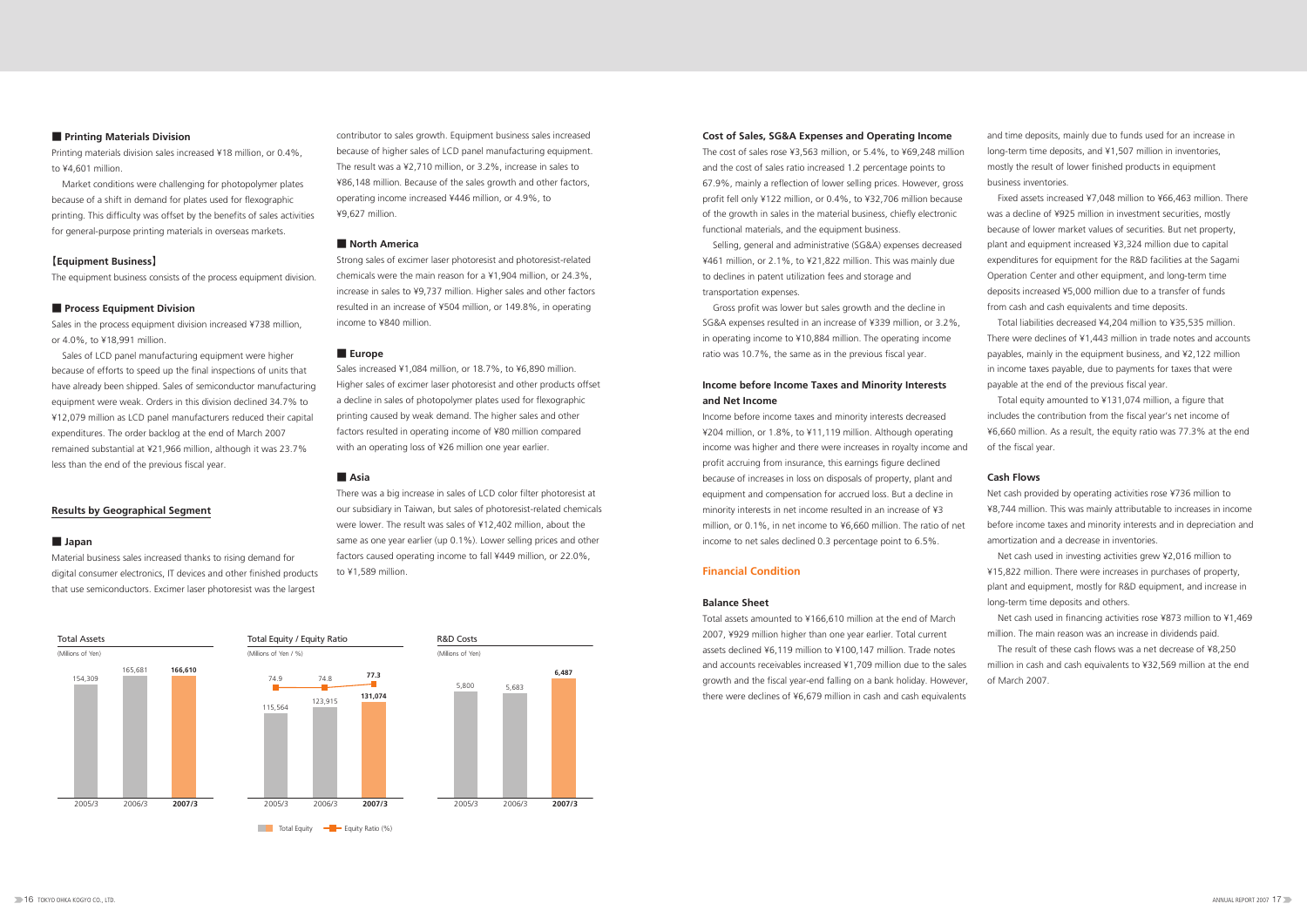### ■ Printing Materials Division

Printing materials division sales increased ¥18 million, or 0.4%, to ¥4,601 million.

Market conditions were challenging for photopolymer plates because of a shift in demand for plates used for flexographic printing. This difficulty was offset by the benefits of sales activities for general-purpose printing materials in overseas markets.

### 【Equipment Business】

The equipment business consists of the process equipment division.

### ■ Process Equipment Division

Sales in the process equipment division increased ¥738 million, or 4.0%, to ¥18,991 million.

Sales of LCD panel manufacturing equipment were higher because of efforts to speed up the final inspections of units that have already been shipped. Sales of semiconductor manufacturing equipment were weak. Orders in this division declined 34.7% to ¥12,079 million as LCD panel manufacturers reduced their capital expenditures. The order backlog at the end of March 2007 remained substantial at ¥21,966 million, although it was 23.7% less than the end of the previous fiscal year.

## Results by Geographical Segment

### ■ Japan

Material business sales increased thanks to rising demand for digital consumer electronics, IT devices and other finished products that use semiconductors. Excimer laser photoresist was the largest contributor to sales growth. Equipment business sales increased because of higher sales of LCD panel manufacturing equipment. The result was a ¥2,710 million, or 3.2%, increase in sales to ¥86,148 million. Because of the sales growth and other factors, operating income increased ¥446 million, or 4.9%, to ¥9,627 million.

### ■ North America

Strong sales of excimer laser photoresist and photoresist-related chemicals were the main reason for a ¥1,904 million, or 24.3%, increase in sales to ¥9,737 million. Higher sales and other factors resulted in an increase of ¥504 million, or 149.8%, in operating income to ¥840 million.

### ■ Europe

Sales increased ¥1,084 million, or 18.7%, to ¥6,890 million. Higher sales of excimer laser photoresist and other products offset a decline in sales of photopolymer plates used for flexographic printing caused by weak demand. The higher sales and other factors resulted in operating income of ¥80 million compared with an operating loss of ¥26 million one year earlier.

### ■ Asia

There was a big increase in sales of LCD color filter photoresist at our subsidiary in Taiwan, but sales of photoresist-related chemicals were lower. The result was sales of ¥12,402 million, about the same as one year earlier (up 0.1%). Lower selling prices and other factors caused operating income to fall ¥449 million, or 22.0%, to ¥1,589 million.

**Total Assets**
(Millions of Yen)

| 2005/3 | 2006/3 | 2007/3 |
|---|---|---|
| 154,309 | 165,681 | 166,610 |

**Total Equity / Equity Ratio**
(Millions of Yen / %)

| | 2005/3 | 2006/3 | 2007/3 |
|---|---|---|---|
| Total Equity | 115,564 | 123,915 | 131,074 |
| Equity Ratio (%) | 74.9 | 74.8 | 77.3 |

**R&D Costs**
(Millions of Yen)

| 2005/3 | 2006/3 | 2007/3 |
|---|---|---|
| 5,800 | 5,683 | 6,487 |

### Cost of Sales, SG&A Expenses and Operating Income

The cost of sales rose ¥3,563 million, or 5.4%, to ¥69,248 million and the cost of sales ratio increased 1.2 percentage points to 67.9%, mainly a reflection of lower selling prices. However, gross profit fell only ¥122 million, or 0.4%, to ¥32,706 million because of the growth in sales in the material business, chiefly electronic functional materials, and the equipment business.

Selling, general and administrative (SG&A) expenses decreased ¥461 million, or 2.1%, to ¥21,822 million. This was mainly due to declines in patent utilization fees and storage and transportation expenses.

Gross profit was lower but sales growth and the decline in SG&A expenses resulted in an increase of ¥339 million, or 3.2%, in operating income to ¥10,884 million. The operating income ratio was 10.7%, the same as in the previous fiscal year.

### Income before Income Taxes and Minority Interests and Net Income

Income before income taxes and minority interests decreased ¥204 million, or 1.8%, to ¥11,119 million. Although operating income was higher and there were increases in royalty income and profit accruing from insurance, this earnings figure declined because of increases in loss on disposals of property, plant and equipment and compensation for accrued loss. But a decline in minority interests in net income resulted in an increase of ¥3 million, or 0.1%, in net income to ¥6,660 million. The ratio of net income to net sales declined 0.3 percentage point to 6.5%.

## Financial Condition

### Balance Sheet

Total assets amounted to ¥166,610 million at the end of March 2007, ¥929 million higher than one year earlier. Total current assets declined ¥6,119 million to ¥100,147 million. Trade notes and accounts receivables increased ¥1,709 million due to the sales growth and the fiscal year-end falling on a bank holiday. However, there were declines of ¥6,679 million in cash and cash equivalents and time deposits, mainly due to funds used for an increase in long-term time deposits, and ¥1,507 million in inventories, mostly the result of lower finished products in equipment business inventories.

Fixed assets increased ¥7,048 million to ¥66,463 million. There was a decline of ¥925 million in investment securities, mostly because of lower market values of securities. But net property, plant and equipment increased ¥3,324 million due to capital expenditures for equipment for the R&D facilities at the Sagami Operation Center and other equipment, and long-term time deposits increased ¥5,000 million due to a transfer of funds from cash and cash equivalents and time deposits.

Total liabilities decreased ¥4,204 million to ¥35,535 million. There were declines of ¥1,443 million in trade notes and accounts payables, mainly in the equipment business, and ¥2,122 million in income taxes payable, due to payments for taxes that were payable at the end of the previous fiscal year.

Total equity amounted to ¥131,074 million, a figure that includes the contribution from the fiscal year's net income of ¥6,660 million. As a result, the equity ratio was 77.3% at the end of the fiscal year.

### Cash Flows

Net cash provided by operating activities rose ¥736 million to ¥8,744 million. This was mainly attributable to increases in income before income taxes and minority interests and in depreciation and amortization and a decrease in inventories.

Net cash used in investing activities grew ¥2,016 million to ¥15,822 million. There were increases in purchases of property, plant and equipment, mostly for R&D equipment, and increase in long-term time deposits and others.

Net cash used in financing activities rose ¥873 million to ¥1,469 million. The main reason was an increase in dividends paid.

The result of these cash flows was a net decrease of ¥8,250 million in cash and cash equivalents to ¥32,569 million at the end of March 2007.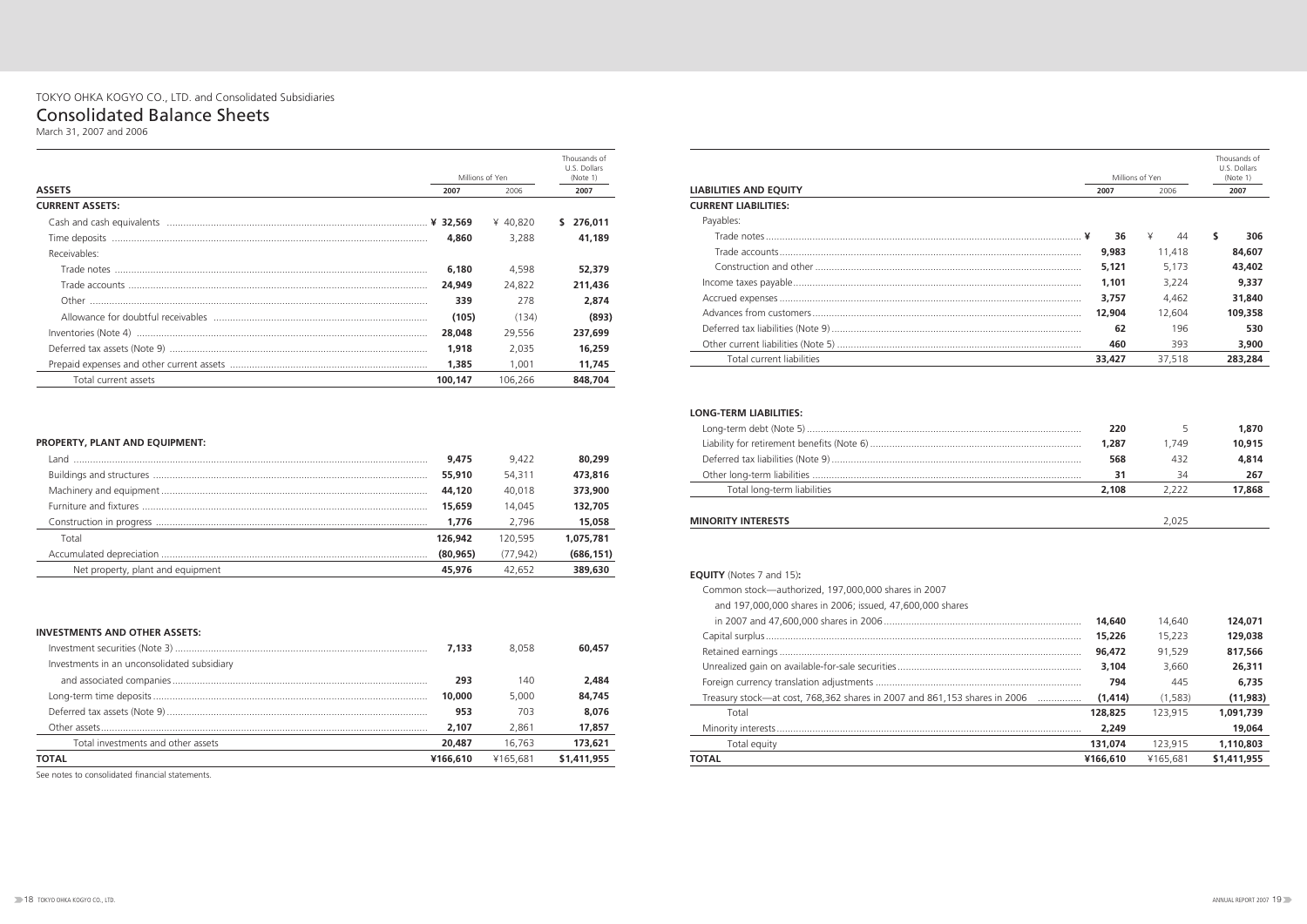TOKYO OHKA KOGYO CO., LTD. and Consolidated Subsidiaries

# Consolidated Balance Sheets

March 31, 2007 and 2006

| ASSETS | Millions of Yen 2007 | Millions of Yen 2006 | Thousands of U.S. Dollars (Note 1) 2007 |
|---|---|---|---|
| **CURRENT ASSETS:** | | | |
| Cash and cash equivalents | ¥ 32,569 | ¥ 40,820 | $ 276,011 |
| Time deposits | 4,860 | 3,288 | 41,189 |
| Receivables: | | | |
| Trade notes | 6,180 | 4,598 | 52,379 |
| Trade accounts | 24,949 | 24,822 | 211,436 |
| Other | 339 | 278 | 2,874 |
| Allowance for doubtful receivables | (105) | (134) | (893) |
| Inventories (Note 4) | 28,048 | 29,556 | 237,699 |
| Deferred tax assets (Note 9) | 1,918 | 2,035 | 16,259 |
| Prepaid expenses and other current assets | 1,385 | 1,001 | 11,745 |
| Total current assets | 100,147 | 106,266 | 848,704 |
| **PROPERTY, PLANT AND EQUIPMENT:** | | | |
| Land | 9,475 | 9,422 | 80,299 |
| Buildings and structures | 55,910 | 54,311 | 473,816 |
| Machinery and equipment | 44,120 | 40,018 | 373,900 |
| Furniture and fixtures | 15,659 | 14,045 | 132,705 |
| Construction in progress | 1,776 | 2,796 | 15,058 |
| Total | 126,942 | 120,595 | 1,075,781 |
| Accumulated depreciation | (80,965) | (77,942) | (686,151) |
| Net property, plant and equipment | 45,976 | 42,652 | 389,630 |
| **INVESTMENTS AND OTHER ASSETS:** | | | |
| Investment securities (Note 3) | 7,133 | 8,058 | 60,457 |
| Investments in an unconsolidated subsidiary and associated companies | 293 | 140 | 2,484 |
| Long-term time deposits | 10,000 | 5,000 | 84,745 |
| Deferred tax assets (Note 9) | 953 | 703 | 8,076 |
| Other assets | 2,107 | 2,861 | 17,857 |
| Total investments and other assets | 20,487 | 16,763 | 173,621 |
| **TOTAL** | ¥166,610 | ¥165,681 | $1,411,955 |

See notes to consolidated financial statements.

| LIABILITIES AND EQUITY | Millions of Yen 2007 | Millions of Yen 2006 | Thousands of U.S. Dollars (Note 1) 2007 |
|---|---|---|---|
| **CURRENT LIABILITIES:** | | | |
| Payables: | | | |
| Trade notes | ¥ 36 | ¥ 44 | $ 306 |
| Trade accounts | 9,983 | 11,418 | 84,607 |
| Construction and other | 5,121 | 5,173 | 43,402 |
| Income taxes payable | 1,101 | 3,224 | 9,337 |
| Accrued expenses | 3,757 | 4,462 | 31,840 |
| Advances from customers | 12,904 | 12,604 | 109,358 |
| Deferred tax liabilities (Note 9) | 62 | 196 | 530 |
| Other current liabilities (Note 5) | 460 | 393 | 3,900 |
| Total current liabilities | 33,427 | 37,518 | 283,284 |
| **LONG-TERM LIABILITIES:** | | | |
| Long-term debt (Note 5) | 220 | 5 | 1,870 |
| Liability for retirement benefits (Note 6) | 1,287 | 1,749 | 10,915 |
| Deferred tax liabilities (Note 9) | 568 | 432 | 4,814 |
| Other long-term liabilities | 31 | 34 | 267 |
| Total long-term liabilities | 2,108 | 2,222 | 17,868 |
| **MINORITY INTERESTS** | | 2,025 | |
| **EQUITY** (Notes 7 and 15)**:** | | | |
| Common stock—authorized, 197,000,000 shares in 2007 and 197,000,000 shares in 2006; issued, 47,600,000 shares in 2007 and 47,600,000 shares in 2006 | 14,640 | 14,640 | 124,071 |
| Capital surplus | 15,226 | 15,223 | 129,038 |
| Retained earnings | 96,472 | 91,529 | 817,566 |
| Unrealized gain on available-for-sale securities | 3,104 | 3,660 | 26,311 |
| Foreign currency translation adjustments | 794 | 445 | 6,735 |
| Treasury stock—at cost, 768,362 shares in 2007 and 861,153 shares in 2006 | (1,414) | (1,583) | (11,983) |
| Total | 128,825 | 123,915 | 1,091,739 |
| Minority interests | 2,249 | | 19,064 |
| Total equity | 131,074 | 123,915 | 1,110,803 |
| **TOTAL** | ¥166,610 | ¥165,681 | $1,411,955 |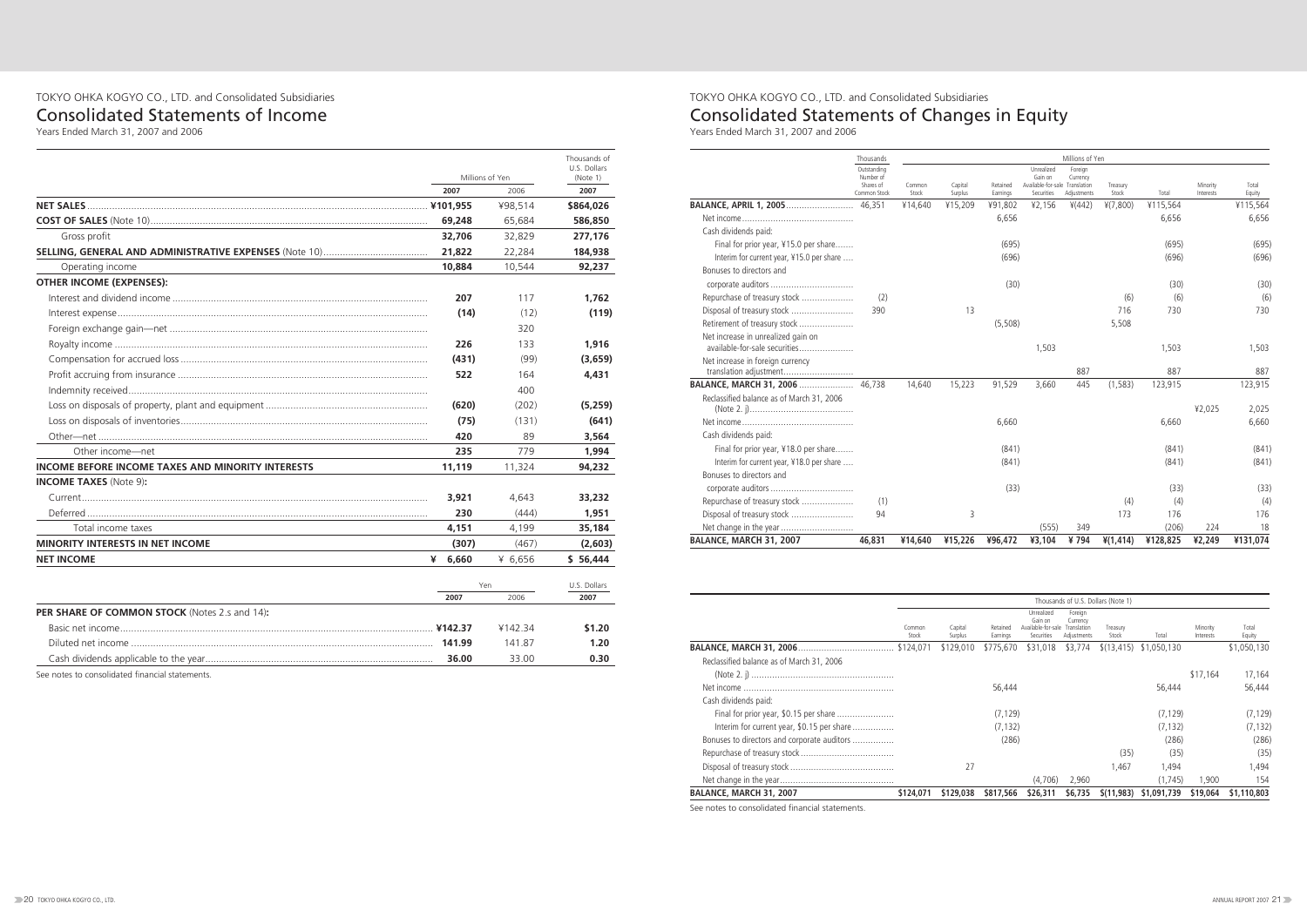TOKYO OHKA KOGYO CO., LTD. and Consolidated Subsidiaries

# Consolidated Statements of Income

Years Ended March 31, 2007 and 2006

| | Millions of Yen | | Thousands of U.S. Dollars (Note 1) |
|---|---|---|---|
| | **2007** | 2006 | **2007** |
| **NET SALES** | **¥101,955** | ¥98,514 | **$864,026** |
| **COST OF SALES** (Note 10) | **69,248** | 65,684 | **586,850** |
| Gross profit | **32,706** | 32,829 | **277,176** |
| **SELLING, GENERAL AND ADMINISTRATIVE EXPENSES** (Note 10) | **21,822** | 22,284 | **184,938** |
| Operating income | **10,884** | 10,544 | **92,237** |
| **OTHER INCOME (EXPENSES):** | | | |
| Interest and dividend income | **207** | 117 | **1,762** |
| Interest expense | **(14)** | (12) | **(119)** |
| Foreign exchange gain—net | | 320 | |
| Royalty income | **226** | 133 | **1,916** |
| Compensation for accrued loss | **(431)** | (99) | **(3,659)** |
| Profit accruing from insurance | **522** | 164 | **4,431** |
| Indemnity received | | 400 | |
| Loss on disposals of property, plant and equipment | **(620)** | (202) | **(5,259)** |
| Loss on disposals of inventories | **(75)** | (131) | **(641)** |
| Other—net | **420** | 89 | **3,564** |
| Other income—net | **235** | 779 | **1,994** |
| **INCOME BEFORE INCOME TAXES AND MINORITY INTERESTS** | **11,119** | 11,324 | **94,232** |
| **INCOME TAXES** (Note 9)**:** | | | |
| Current | **3,921** | 4,643 | **33,232** |
| Deferred | **230** | (444) | **1,951** |
| Total income taxes | **4,151** | 4,199 | **35,184** |
| **MINORITY INTERESTS IN NET INCOME** | **(307)** | (467) | **(2,603)** |
| **NET INCOME** | **¥ 6,660** | ¥ 6,656 | **$ 56,444** |

| | Yen | | U.S. Dollars |
|---|---|---|---|
| | **2007** | 2006 | **2007** |
| **PER SHARE OF COMMON STOCK** (Notes 2.s and 14)**:** | | | |
| Basic net income | **¥142.37** | ¥142.34 | **$1.20** |
| Diluted net income | **141.99** | 141.87 | **1.20** |
| Cash dividends applicable to the year | **36.00** | 33.00 | **0.30** |

See notes to consolidated financial statements.

TOKYO OHKA KOGYO CO., LTD. and Consolidated Subsidiaries

# Consolidated Statements of Changes in Equity

Years Ended March 31, 2007 and 2006

| | Thousands | Millions of Yen | | | | | | | | |
|---|---|---|---|---|---|---|---|---|---|---|
| | Outstanding Number of Shares of Common Stock | Common Stock | Capital Surplus | Retained Earnings | Unrealized Gain on Available-for-sale Securities | Foreign Currency Translation Adjustments | Treasury Stock | Total | Minority Interests | Total Equity |
| **BALANCE, APRIL 1, 2005** | 46,351 | ¥14,640 | ¥15,209 | ¥91,802 | ¥2,156 | ¥(442) | ¥(7,800) | ¥115,564 | | ¥115,564 |
| Net income | | | | 6,656 | | | | 6,656 | | 6,656 |
| Cash dividends paid: | | | | | | | | | | |
| Final for prior year, ¥15.0 per share | | | | (695) | | | | (695) | | (695) |
| Interim for current year, ¥15.0 per share | | | | (696) | | | | (696) | | (696) |
| Bonuses to directors and corporate auditors | | | | (30) | | | | (30) | | (30) |
| Repurchase of treasury stock | (2) | | | | | | (6) | (6) | | (6) |
| Disposal of treasury stock | 390 | | 13 | | | | 716 | 730 | | 730 |
| Retirement of treasury stock | | | | (5,508) | | | 5,508 | | | |
| Net increase in unrealized gain on available-for-sale securities | | | | | 1,503 | | | 1,503 | | 1,503 |
| Net increase in foreign currency translation adjustment | | | | | | 887 | | 887 | | 887 |
| **BALANCE, MARCH 31, 2006** | 46,738 | 14,640 | 15,223 | 91,529 | 3,660 | 445 | (1,583) | 123,915 | | 123,915 |
| Reclassified balance as of March 31, 2006 (Note 2. j) | | | | | | | | | ¥2,025 | 2,025 |
| Net income | | | | 6,660 | | | | 6,660 | | 6,660 |
| Cash dividends paid: | | | | | | | | | | |
| Final for prior year, ¥18.0 per share | | | | (841) | | | | (841) | | (841) |
| Interim for current year, ¥18.0 per share | | | | (841) | | | | (841) | | (841) |
| Bonuses to directors and corporate auditors | | | | (33) | | | | (33) | | (33) |
| Repurchase of treasury stock | (1) | | | | | | (4) | (4) | | (4) |
| Disposal of treasury stock | 94 | | 3 | | | | 173 | 176 | | 176 |
| Net change in the year | | | | | (555) | 349 | | (206) | 224 | 18 |
| **BALANCE, MARCH 31, 2007** | **46,831** | **¥14,640** | **¥15,226** | **¥96,472** | **¥3,104** | **¥ 794** | **¥(1,414)** | **¥128,825** | **¥2,249** | **¥131,074** |

| | Thousands of U.S. Dollars (Note 1) | | | | | | | | |
|---|---|---|---|---|---|---|---|---|---|
| | Common Stock | Capital Surplus | Retained Earnings | Unrealized Gain on Available-for-sale Securities | Foreign Currency Translation Adjustments | Treasury Stock | Total | Minority Interests | Total Equity |
| **BALANCE, MARCH 31, 2006** | $124,071 | $129,010 | $775,670 | $31,018 | $3,774 | $(13,415) | $1,050,130 | | $1,050,130 |
| Reclassified balance as of March 31, 2006 (Note 2. j) | | | | | | | | $17,164 | 17,164 |
| Net income | | | 56,444 | | | | 56,444 | | 56,444 |
| Cash dividends paid: | | | | | | | | | |
| Final for prior year, $0.15 per share | | | (7,129) | | | | (7,129) | | (7,129) |
| Interim for current year, $0.15 per share | | | (7,132) | | | | (7,132) | | (7,132) |
| Bonuses to directors and corporate auditors | | | (286) | | | | (286) | | (286) |
| Repurchase of treasury stock | | | | | | (35) | (35) | | (35) |
| Disposal of treasury stock | | 27 | | | | 1,467 | 1,494 | | 1,494 |
| Net change in the year | | | | (4,706) | 2,960 | | (1,745) | 1,900 | 154 |
| **BALANCE, MARCH 31, 2007** | **$124,071** | **$129,038** | **$817,566** | **$26,311** | **$6,735** | **$(11,983)** | **$1,091,739** | **$19,064** | **$1,110,803** |

See notes to consolidated financial statements.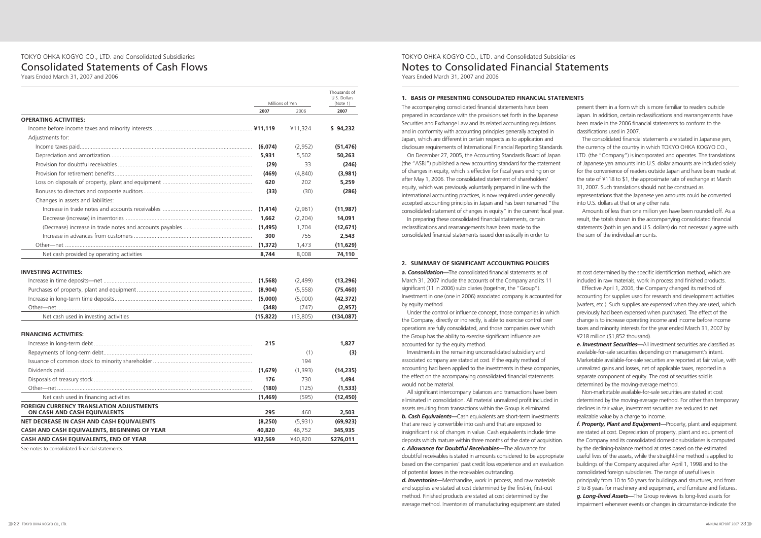TOKYO OHKA KOGYO CO., LTD. and Consolidated Subsidiaries

# Consolidated Statements of Cash Flows

Years Ended March 31, 2007 and 2006

| | Millions of Yen | | Thousands of U.S. Dollars (Note 1) |
|---|---|---|---|
| | **2007** | 2006 | **2007** |
| **OPERATING ACTIVITIES:** | | | |
| Income before income taxes and minority interests | **¥11,119** | ¥11,324 | **$ 94,232** |
| Adjustments for: | | | |
| Income taxes paid | **(6,074)** | (2,952) | **(51,476)** |
| Depreciation and amortization | **5,931** | 5,502 | **50,263** |
| Provision for doubtful receivables | **(29)** | 33 | **(246)** |
| Provision for retirement benefits | **(469)** | (4,840) | **(3,981)** |
| Loss on disposals of property, plant and equipment | **620** | 202 | **5,259** |
| Bonuses to directors and corporate auditors | **(33)** | (30) | **(286)** |
| Changes in assets and liabilities: | | | |
| Increase in trade notes and accounts receivables | **(1,414)** | (2,961) | **(11,987)** |
| Decrease (increase) in inventories | **1,662** | (2,204) | **14,091** |
| (Decrease) increase in trade notes and accounts payables | **(1,495)** | 1,704 | **(12,671)** |
| Increase in advances from customers | **300** | 755 | **2,543** |
| Other—net | **(1,372)** | 1,473 | **(11,629)** |
| Net cash provided by operating activities | **8,744** | 8,008 | **74,110** |
| **INVESTING ACTIVITIES:** | | | |
| Increase in time deposits—net | **(1,568)** | (2,499) | **(13,296)** |
| Purchases of property, plant and equipment | **(8,904)** | (5,558) | **(75,460)** |
| Increase in long-term time deposits | **(5,000)** | (5,000) | **(42,372)** |
| Other—net | **(348)** | (747) | **(2,957)** |
| Net cash used in investing activities | **(15,822)** | (13,805) | **(134,087)** |
| **FINANCING ACTIVITIES:** | | | |
| Increase in long-term debt | **215** | | **1,827** |
| Repayments of long-term debt | | (1) | **(3)** |
| Issuance of common stock to minority shareholder | | 194 | |
| Dividends paid | **(1,679)** | (1,393) | **(14,235)** |
| Disposals of treasury stock | **176** | 730 | **1,494** |
| Other—net | **(180)** | (125) | **(1,533)** |
| Net cash used in financing activities | **(1,469)** | (595) | **(12,450)** |
| **FOREIGN CURRENCY TRANSLATION ADJUSTMENTS ON CASH AND CASH EQUIVALENTS** | **295** | 460 | **2,503** |
| **NET DECREASE IN CASH AND CASH EQUIVALENTS** | **(8,250)** | (5,931) | **(69,923)** |
| **CASH AND CASH EQUIVALENTS, BEGINNING OF YEAR** | **40,820** | 46,752 | **345,935** |
| **CASH AND CASH EQUIVALENTS, END OF YEAR** | **¥32,569** | ¥40,820 | **$276,011** |

See notes to consolidated financial statements.

TOKYO OHKA KOGYO CO., LTD. and Consolidated Subsidiaries

# Notes to Consolidated Financial Statements

Years Ended March 31, 2007 and 2006

## 1. BASIS OF PRESENTING CONSOLIDATED FINANCIAL STATEMENTS

The accompanying consolidated financial statements have been prepared in accordance with the provisions set forth in the Japanese Securities and Exchange Law and its related accounting regulations and in conformity with accounting principles generally accepted in Japan, which are different in certain respects as to application and disclosure requirements of International Financial Reporting Standards.

On December 27, 2005, the Accounting Standards Board of Japan (the "ASBJ") published a new accounting standard for the statement of changes in equity, which is effective for fiscal years ending on or after May 1, 2006. The consolidated statement of shareholders' equity, which was previously voluntarily prepared in line with the international accounting practices, is now required under generally accepted accounting principles in Japan and has been renamed "the consolidated statement of changes in equity" in the current fiscal year.

In preparing these consolidated financial statements, certain reclassifications and rearrangements have been made to the consolidated financial statements issued domestically in order to present them in a form which is more familiar to readers outside Japan. In addition, certain reclassifications and rearrangements have been made in the 2006 financial statements to conform to the classifications used in 2007.

The consolidated financial statements are stated in Japanese yen, the currency of the country in which TOKYO OHKA KOGYO CO., LTD. (the "Company") is incorporated and operates. The translations of Japanese yen amounts into U.S. dollar amounts are included solely for the convenience of readers outside Japan and have been made at the rate of ¥118 to $1, the approximate rate of exchange at March 31, 2007. Such translations should not be construed as representations that the Japanese yen amounts could be converted into U.S. dollars at that or any other rate.

Amounts of less than one million yen have been rounded off. As a result, the totals shown in the accompanying consolidated financial statements (both in yen and U.S. dollars) do not necessarily agree with the sum of the individual amounts.

## 2. SUMMARY OF SIGNIFICANT ACCOUNTING POLICIES

***a. Consolidation***—The consolidated financial statements as of March 31, 2007 include the accounts of the Company and its 11 significant (11 in 2006) subsidiaries (together, the "Group"). Investment in one (one in 2006) associated company is accounted for by equity method.

Under the control or influence concept, those companies in which the Company, directly or indirectly, is able to exercise control over operations are fully consolidated, and those companies over which the Group has the ability to exercise significant influence are accounted for by the equity method.

Investments in the remaining unconsolidated subsidiary and associated company are stated at cost. If the equity method of accounting had been applied to the investments in these companies, the effect on the accompanying consolidated financial statements would not be material.

All significant intercompany balances and transactions have been eliminated in consolidation. All material unrealized profit included in assets resulting from transactions within the Group is eliminated.

***b. Cash Equivalents***—Cash equivalents are short-term investments that are readily convertible into cash and that are exposed to insignificant risk of changes in value. Cash equivalents include time deposits which mature within three months of the date of acquisition.

***c. Allowance for Doubtful Receivables***—The allowance for doubtful receivables is stated in amounts considered to be appropriate based on the companies' past credit loss experience and an evaluation of potential losses in the receivables outstanding.

***d. Inventories***—Merchandise, work in process, and raw materials and supplies are stated at cost determined by the first-in, first-out method. Finished products are stated at cost determined by the average method. Inventories of manufacturing equipment are stated at cost determined by the specific identification method, which are included in raw materials, work in process and finished products.

Effective April 1, 2006, the Company changed its method of accounting for supplies used for research and development activities (wafers, etc.). Such supplies are expensed when they are used, which previously had been expensed when purchased. The effect of the change is to increase operating income and income before income taxes and minority interests for the year ended March 31, 2007 by ¥218 million ($1,852 thousand).

***e. Investment Securities***—All investment securities are classified as available-for-sale securities depending on management's intent. Marketable available-for-sale securities are reported at fair value, with unrealized gains and losses, net of applicable taxes, reported in a separate component of equity. The cost of securities sold is determined by the moving-average method.

Non-marketable available-for-sale securities are stated at cost determined by the moving-average method. For other than temporary declines in fair value, investment securities are reduced to net realizable value by a charge to income.

***f. Property, Plant and Equipment***—Property, plant and equipment are stated at cost. Depreciation of property, plant and equipment of the Company and its consolidated domestic subsidiaries is computed by the declining-balance method at rates based on the estimated useful lives of the assets, while the straight-line method is applied to buildings of the Company acquired after April 1, 1998 and to the consolidated foreign subsidiaries. The range of useful lives is principally from 10 to 50 years for buildings and structures, and from 3 to 8 years for machinery and equipment, and furniture and fixtures.

***g. Long-lived Assets***—The Group reviews its long-lived assets for impairment whenever events or changes in circumstance indicate the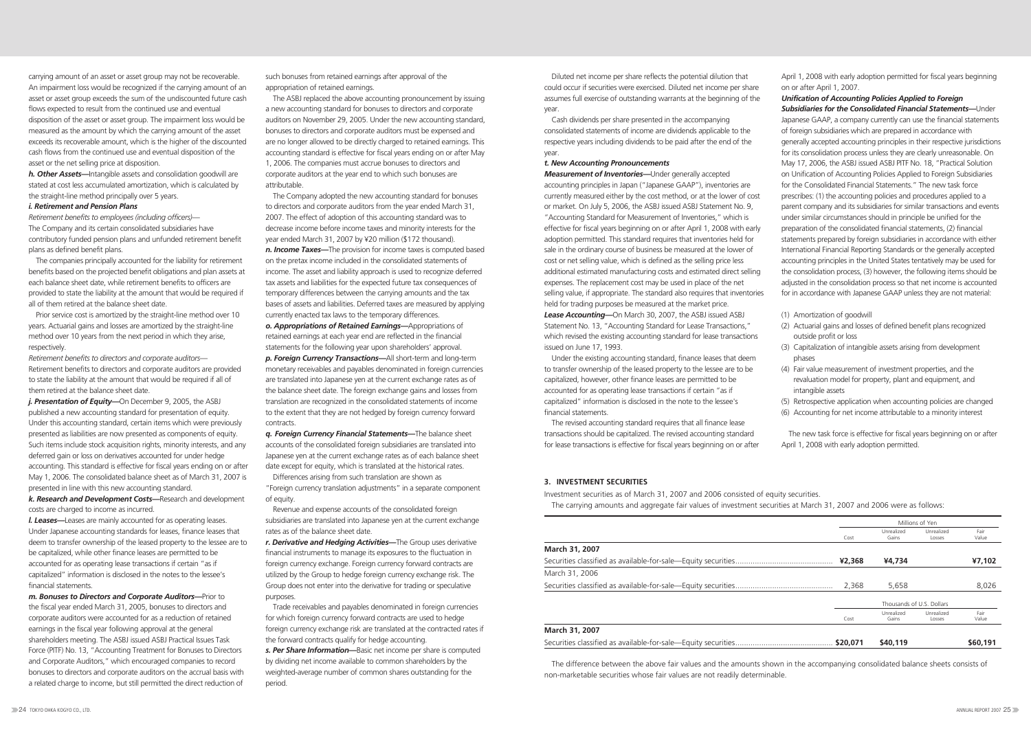carrying amount of an asset or asset group may not be recoverable. An impairment loss would be recognized if the carrying amount of an asset or asset group exceeds the sum of the undiscounted future cash flows expected to result from the continued use and eventual disposition of the asset or asset group. The impairment loss would be measured as the amount by which the carrying amount of the asset exceeds its recoverable amount, which is the higher of the discounted cash flows from the continued use and eventual disposition of the asset or the net selling price at disposition.

***h. Other Assets***—Intangible assets and consolidation goodwill are stated at cost less accumulated amortization, which is calculated by the straight-line method principally over 5 years.

***i. Retirement and Pension Plans***

*Retirement benefits to employees (including officers)*—
The Company and its certain consolidated subsidiaries have contributory funded pension plans and unfunded retirement benefit plans as defined benefit plans.

The companies principally accounted for the liability for retirement benefits based on the projected benefit obligations and plan assets at each balance sheet date, while retirement benefits to officers are provided to state the liability at the amount that would be required if all of them retired at the balance sheet date.

Prior service cost is amortized by the straight-line method over 10 years. Actuarial gains and losses are amortized by the straight-line method over 10 years from the next period in which they arise, respectively.

*Retirement benefits to directors and corporate auditors*—
Retirement benefits to directors and corporate auditors are provided to state the liability at the amount that would be required if all of them retired at the balance sheet date.

***j. Presentation of Equity***—On December 9, 2005, the ASBJ published a new accounting standard for presentation of equity. Under this accounting standard, certain items which were previously presented as liabilities are now presented as components of equity. Such items include stock acquisition rights, minority interests, and any deferred gain or loss on derivatives accounted for under hedge accounting. This standard is effective for fiscal years ending on or after May 1, 2006. The consolidated balance sheet as of March 31, 2007 is presented in line with this new accounting standard.

***k. Research and Development Costs***—Research and development costs are charged to income as incurred.

***l. Leases***—Leases are mainly accounted for as operating leases. Under Japanese accounting standards for leases, finance leases that deem to transfer ownership of the leased property to the lessee are to be capitalized, while other finance leases are permitted to be accounted for as operating lease transactions if certain "as if capitalized" information is disclosed in the notes to the lessee's financial statements.

***m. Bonuses to Directors and Corporate Auditors***—Prior to the fiscal year ended March 31, 2005, bonuses to directors and corporate auditors were accounted for as a reduction of retained earnings in the fiscal year following approval at the general shareholders meeting. The ASBJ issued ASBJ Practical Issues Task Force (PITF) No. 13, "Accounting Treatment for Bonuses to Directors and Corporate Auditors," which encouraged companies to record bonuses to directors and corporate auditors on the accrual basis with a related charge to income, but still permitted the direct reduction of such bonuses from retained earnings after approval of the appropriation of retained earnings.

The ASBJ replaced the above accounting pronouncement by issuing a new accounting standard for bonuses to directors and corporate auditors on November 29, 2005. Under the new accounting standard, bonuses to directors and corporate auditors must be expensed and are no longer allowed to be directly charged to retained earnings. This accounting standard is effective for fiscal years ending on or after May 1, 2006. The companies must accrue bonuses to directors and corporate auditors at the year end to which such bonuses are attributable.

The Company adopted the new accounting standard for bonuses to directors and corporate auditors from the year ended March 31, 2007. The effect of adoption of this accounting standard was to decrease income before income taxes and minority interests for the year ended March 31, 2007 by ¥20 million ($172 thousand).

***n. Income Taxes***—The provision for income taxes is computed based on the pretax income included in the consolidated statements of income. The asset and liability approach is used to recognize deferred tax assets and liabilities for the expected future tax consequences of temporary differences between the carrying amounts and the tax bases of assets and liabilities. Deferred taxes are measured by applying currently enacted tax laws to the temporary differences.

***o. Appropriations of Retained Earnings***—Appropriations of retained earnings at each year end are reflected in the financial statements for the following year upon shareholders' approval.

***p. Foreign Currency Transactions***—All short-term and long-term monetary receivables and payables denominated in foreign currencies are translated into Japanese yen at the current exchange rates as of the balance sheet date. The foreign exchange gains and losses from translation are recognized in the consolidated statements of income to the extent that they are not hedged by foreign currency forward contracts.

***q. Foreign Currency Financial Statements***—The balance sheet accounts of the consolidated foreign subsidiaries are translated into Japanese yen at the current exchange rates as of each balance sheet date except for equity, which is translated at the historical rates.

Differences arising from such translation are shown as "Foreign currency translation adjustments" in a separate component of equity.

Revenue and expense accounts of the consolidated foreign subsidiaries are translated into Japanese yen at the current exchange rates as of the balance sheet date.

***r. Derivative and Hedging Activities***—The Group uses derivative financial instruments to manage its exposures to the fluctuation in foreign currency exchange. Foreign currency forward contracts are utilized by the Group to hedge foreign currency exchange risk. The Group does not enter into the derivative for trading or speculative purposes.

Trade receivables and payables denominated in foreign currencies for which foreign currency forward contracts are used to hedge foreign currency exchange risk are translated at the contracted rates if the forward contracts qualify for hedge accounting.

***s. Per Share Information***—Basic net income per share is computed by dividing net income available to common shareholders by the weighted-average number of common shares outstanding for the period.

Diluted net income per share reflects the potential dilution that could occur if securities were exercised. Diluted net income per share assumes full exercise of outstanding warrants at the beginning of the year.

Cash dividends per share presented in the accompanying consolidated statements of income are dividends applicable to the respective years including dividends to be paid after the end of the year.

***t. New Accounting Pronouncements***

***Measurement of Inventories***—Under generally accepted accounting principles in Japan ("Japanese GAAP"), inventories are currently measured either by the cost method, or at the lower of cost or market. On July 5, 2006, the ASBJ issued ASBJ Statement No. 9, "Accounting Standard for Measurement of Inventories," which is effective for fiscal years beginning on or after April 1, 2008 with early adoption permitted. This standard requires that inventories held for sale in the ordinary course of business be measured at the lower of cost or net selling value, which is defined as the selling price less additional estimated manufacturing costs and estimated direct selling expenses. The replacement cost may be used in place of the net selling value, if appropriate. The standard also requires that inventories held for trading purposes be measured at the market price.

***Lease Accounting***—On March 30, 2007, the ASBJ issued ASBJ Statement No. 13, "Accounting Standard for Lease Transactions," which revised the existing accounting standard for lease transactions issued on June 17, 1993.

Under the existing accounting standard, finance leases that deem to transfer ownership of the leased property to the lessee are to be capitalized, however, other finance leases are permitted to be accounted for as operating lease transactions if certain "as if capitalized" information is disclosed in the note to the lessee's financial statements.

The revised accounting standard requires that all finance lease transactions should be capitalized. The revised accounting standard for lease transactions is effective for fiscal years beginning on or after April 1, 2008 with early adoption permitted for fiscal years beginning on or after April 1, 2007.

***Unification of Accounting Policies Applied to Foreign Subsidiaries for the Consolidated Financial Statements***—Under Japanese GAAP, a company currently can use the financial statements of foreign subsidiaries which are prepared in accordance with generally accepted accounting principles in their respective jurisdictions for its consolidation process unless they are clearly unreasonable. On May 17, 2006, the ASBJ issued ASBJ PITF No. 18, "Practical Solution on Unification of Accounting Policies Applied to Foreign Subsidiaries for the Consolidated Financial Statements." The new task force prescribes: (1) the accounting policies and procedures applied to a parent company and its subsidiaries for similar transactions and events under similar circumstances should in principle be unified for the preparation of the consolidated financial statements, (2) financial statements prepared by foreign subsidiaries in accordance with either International Financial Reporting Standards or the generally accepted accounting principles in the United States tentatively may be used for the consolidation process, (3) however, the following items should be adjusted in the consolidation process so that net income is accounted for in accordance with Japanese GAAP unless they are not material:

(1) Amortization of goodwill
(2) Actuarial gains and losses of defined benefit plans recognized outside profit or loss
(3) Capitalization of intangible assets arising from development phases
(4) Fair value measurement of investment properties, and the revaluation model for property, plant and equipment, and intangible assets
(5) Retrospective application when accounting policies are changed
(6) Accounting for net income attributable to a minority interest

The new task force is effective for fiscal years beginning on or after April 1, 2008 with early adoption permitted.

## 3. INVESTMENT SECURITIES

Investment securities as of March 31, 2007 and 2006 consisted of equity securities.

The carrying amounts and aggregate fair values of investment securities at March 31, 2007 and 2006 were as follows:

| | Millions of Yen | | | |
|---|---|---|---|---|
| | Cost | Unrealized Gains | Unrealized Losses | Fair Value |
| **March 31, 2007** | | | | |
| Securities classified as available-for-sale—Equity securities | **¥2,368** | **¥4,734** | | **¥7,102** |
| March 31, 2006 | | | | |
| Securities classified as available-for-sale—Equity securities | 2,368 | 5,658 | | 8,026 |

| | Thousands of U.S. Dollars | | | |
|---|---|---|---|---|
| | Cost | Unrealized Gains | Unrealized Losses | Fair Value |
| **March 31, 2007** | | | | |
| Securities classified as available-for-sale—Equity securities | **$20,071** | **$40,119** | | **$60,191** |

The difference between the above fair values and the amounts shown in the accompanying consolidated balance sheets consists of non-marketable securities whose fair values are not readily determinable.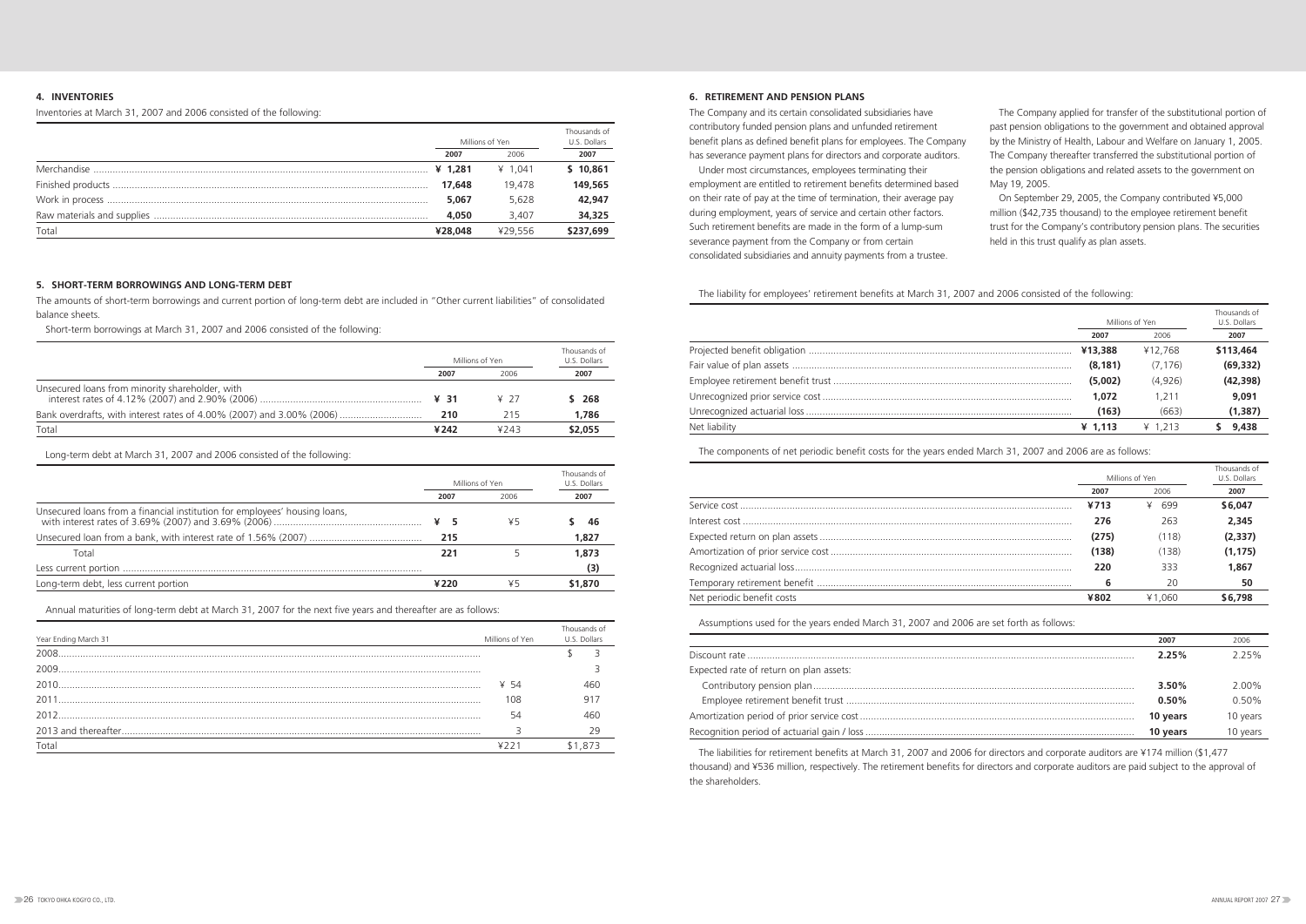## 4. INVENTORIES

Inventories at March 31, 2007 and 2006 consisted of the following:

| | Millions of Yen | | Thousands of U.S. Dollars |
|---|---|---|---|
| | 2007 | 2006 | 2007 |
| Merchandise | ¥ 1,281 | ¥ 1,041 | $ 10,861 |
| Finished products | 17,648 | 19,478 | 149,565 |
| Work in process | 5,067 | 5,628 | 42,947 |
| Raw materials and supplies | 4,050 | 3,407 | 34,325 |
| Total | ¥28,048 | ¥29,556 | $237,699 |

## 5. SHORT-TERM BORROWINGS AND LONG-TERM DEBT

The amounts of short-term borrowings and current portion of long-term debt are included in "Other current liabilities" of consolidated balance sheets.

Short-term borrowings at March 31, 2007 and 2006 consisted of the following:

| | Millions of Yen | | Thousands of U.S. Dollars |
|---|---|---|---|
| | 2007 | 2006 | 2007 |
| Unsecured loans from minority shareholder, with interest rates of 4.12% (2007) and 2.90% (2006) | ¥ 31 | ¥ 27 | $ 268 |
| Bank overdrafts, with interest rates of 4.00% (2007) and 3.00% (2006) | 210 | 215 | 1,786 |
| Total | ¥242 | ¥243 | $2,055 |

Long-term debt at March 31, 2007 and 2006 consisted of the following:

| | Millions of Yen | | Thousands of U.S. Dollars |
|---|---|---|---|
| | 2007 | 2006 | 2007 |
| Unsecured loans from a financial institution for employees' housing loans, with interest rates of 3.69% (2007) and 3.69% (2006) | ¥ 5 | ¥5 | $ 46 |
| Unsecured loan from a bank, with interest rate of 1.56% (2007) | 215 | | 1,827 |
| Total | 221 | 5 | 1,873 |
| Less current portion | | | (3) |
| Long-term debt, less current portion | ¥220 | ¥5 | $1,870 |

Annual maturities of long-term debt at March 31, 2007 for the next five years and thereafter are as follows:

| Year Ending March 31 | Millions of Yen | Thousands of U.S. Dollars |
|---|---|---|
| 2008 | | $ 3 |
| 2009 | | 3 |
| 2010 | ¥ 54 | 460 |
| 2011 | 108 | 917 |
| 2012 | 54 | 460 |
| 2013 and thereafter | 3 | 29 |
| Total | ¥221 | $1,873 |

## 6. RETIREMENT AND PENSION PLANS

The Company and its certain consolidated subsidiaries have contributory funded pension plans and unfunded retirement benefit plans as defined benefit plans for employees. The Company has severance payment plans for directors and corporate auditors.

Under most circumstances, employees terminating their employment are entitled to retirement benefits determined based on their rate of pay at the time of termination, their average pay during employment, years of service and certain other factors. Such retirement benefits are made in the form of a lump-sum severance payment from the Company or from certain consolidated subsidiaries and annuity payments from a trustee.

The Company applied for transfer of the substitutional portion of past pension obligations to the government and obtained approval by the Ministry of Health, Labour and Welfare on January 1, 2005. The Company thereafter transferred the substitutional portion of the pension obligations and related assets to the government on May 19, 2005.

On September 29, 2005, the Company contributed ¥5,000 million ($42,735 thousand) to the employee retirement benefit trust for the Company's contributory pension plans. The securities held in this trust qualify as plan assets.

The liability for employees' retirement benefits at March 31, 2007 and 2006 consisted of the following:

| | Millions of Yen | | Thousands of U.S. Dollars |
|---|---|---|---|
| | 2007 | 2006 | 2007 |
| Projected benefit obligation | ¥13,388 | ¥12,768 | $113,464 |
| Fair value of plan assets | (8,181) | (7,176) | (69,332) |
| Employee retirement benefit trust | (5,002) | (4,926) | (42,398) |
| Unrecognized prior service cost | 1,072 | 1,211 | 9,091 |
| Unrecognized actuarial loss | (163) | (663) | (1,387) |
| Net liability | ¥ 1,113 | ¥ 1,213 | $ 9,438 |

The components of net periodic benefit costs for the years ended March 31, 2007 and 2006 are as follows:

| | Millions of Yen | | Thousands of U.S. Dollars |
|---|---|---|---|
| | 2007 | 2006 | 2007 |
| Service cost | ¥713 | ¥ 699 | $6,047 |
| Interest cost | 276 | 263 | 2,345 |
| Expected return on plan assets | (275) | (118) | (2,337) |
| Amortization of prior service cost | (138) | (138) | (1,175) |
| Recognized actuarial loss | 220 | 333 | 1,867 |
| Temporary retirement benefit | 6 | 20 | 50 |
| Net periodic benefit costs | ¥802 | ¥1,060 | $6,798 |

Assumptions used for the years ended March 31, 2007 and 2006 are set forth as follows:

| | 2007 | 2006 |
|---|---|---|
| Discount rate | 2.25% | 2.25% |
| Expected rate of return on plan assets: | | |
| Contributory pension plan | 3.50% | 2.00% |
| Employee retirement benefit trust | 0.50% | 0.50% |
| Amortization period of prior service cost | 10 years | 10 years |
| Recognition period of actuarial gain / loss | 10 years | 10 years |

The liabilities for retirement benefits at March 31, 2007 and 2006 for directors and corporate auditors are ¥174 million ($1,477 thousand) and ¥536 million, respectively. The retirement benefits for directors and corporate auditors are paid subject to the approval of the shareholders.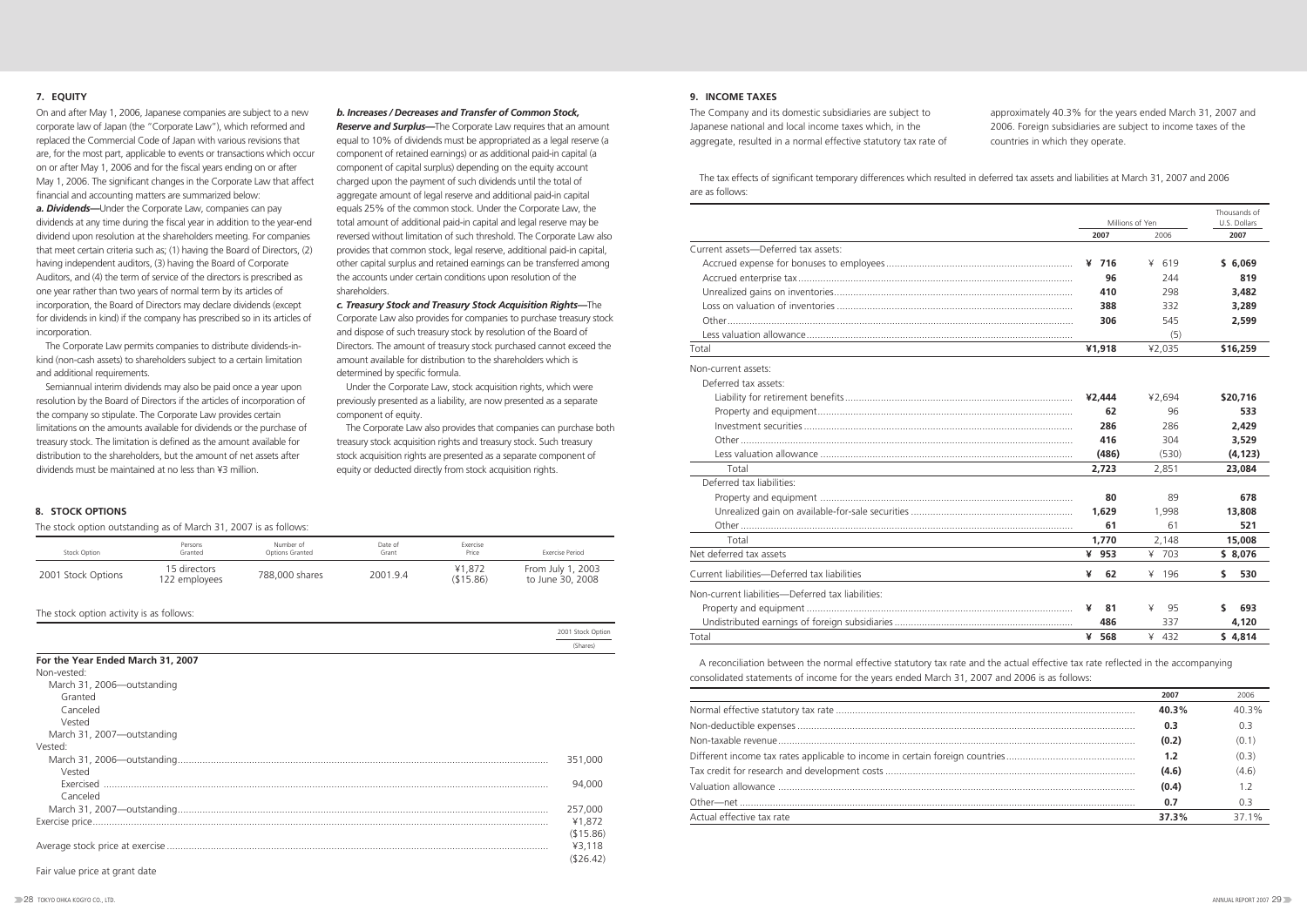## 7. EQUITY

On and after May 1, 2006, Japanese companies are subject to a new corporate law of Japan (the "Corporate Law"), which reformed and replaced the Commercial Code of Japan with various revisions that are, for the most part, applicable to events or transactions which occur on or after May 1, 2006 and for the fiscal years ending on or after May 1, 2006. The significant changes in the Corporate Law that affect financial and accounting matters are summarized below:

***a. Dividends***—Under the Corporate Law, companies can pay dividends at any time during the fiscal year in addition to the year-end dividend upon resolution at the shareholders meeting. For companies that meet certain criteria such as; (1) having the Board of Directors, (2) having independent auditors, (3) having the Board of Corporate Auditors, and (4) the term of service of the directors is prescribed as one year rather than two years of normal term by its articles of incorporation, the Board of Directors may declare dividends (except for dividends in kind) if the company has prescribed so in its articles of incorporation.

The Corporate Law permits companies to distribute dividends-in-kind (non-cash assets) to shareholders subject to a certain limitation and additional requirements.

Semiannual interim dividends may also be paid once a year upon resolution by the Board of Directors if the articles of incorporation of the company so stipulate. The Corporate Law provides certain limitations on the amounts available for dividends or the purchase of treasury stock. The limitation is defined as the amount available for distribution to the shareholders, but the amount of net assets after dividends must be maintained at no less than ¥3 million.

***b. Increases / Decreases and Transfer of Common Stock, Reserve and Surplus***—The Corporate Law requires that an amount equal to 10% of dividends must be appropriated as a legal reserve (a component of retained earnings) or as additional paid-in capital (a component of capital surplus) depending on the equity account charged upon the payment of such dividends until the total of aggregate amount of legal reserve and additional paid-in capital equals 25% of the common stock. Under the Corporate Law, the total amount of additional paid-in capital and legal reserve may be reversed without limitation of such threshold. The Corporate Law also provides that common stock, legal reserve, additional paid-in capital, other capital surplus and retained earnings can be transferred among the accounts under certain conditions upon resolution of the shareholders.

***c. Treasury Stock and Treasury Stock Acquisition Rights***—The Corporate Law also provides for companies to purchase treasury stock and dispose of such treasury stock by resolution of the Board of Directors. The amount of treasury stock purchased cannot exceed the amount available for distribution to the shareholders which is determined by specific formula.

Under the Corporate Law, stock acquisition rights, which were previously presented as a liability, are now presented as a separate component of equity.

The Corporate Law also provides that companies can purchase both treasury stock acquisition rights and treasury stock. Such treasury stock acquisition rights are presented as a separate component of equity or deducted directly from stock acquisition rights.

## 8. STOCK OPTIONS

The stock option outstanding as of March 31, 2007 is as follows:

| Stock Option | Persons Granted | Number of Options Granted | Date of Grant | Exercise Price | Exercise Period |
|---|---|---|---|---|---|
| 2001 Stock Options | 15 directors<br>122 employees | 788,000 shares | 2001.9.4 | ¥1,872<br>($15.86) | From July 1, 2003<br>to June 30, 2008 |

The stock option activity is as follows:

| | 2001 Stock Option (Shares) |
|---|---|
| **For the Year Ended March 31, 2007** | |
| Non-vested: | |
| March 31, 2006—outstanding | |
| Granted | |
| Canceled | |
| Vested | |
| March 31, 2007—outstanding | |
| Vested: | |
| March 31, 2006—outstanding | 351,000 |
| Vested | |
| Exercised | 94,000 |
| Canceled | |
| March 31, 2007—outstanding | 257,000 |
| Exercise price | ¥1,872<br>($15.86) |
| Average stock price at exercise | ¥3,118<br>($26.42) |
| Fair value price at grant date | |

## 9. INCOME TAXES

The Company and its domestic subsidiaries are subject to Japanese national and local income taxes which, in the aggregate, resulted in a normal effective statutory tax rate of approximately 40.3% for the years ended March 31, 2007 and 2006. Foreign subsidiaries are subject to income taxes of the countries in which they operate.

The tax effects of significant temporary differences which resulted in deferred tax assets and liabilities at March 31, 2007 and 2006 are as follows:

| | Millions of Yen | | Thousands of U.S. Dollars |
|---|---|---|---|
| | **2007** | 2006 | **2007** |
| Current assets—Deferred tax assets: | | | |
| Accrued expense for bonuses to employees | **¥ 716** | ¥ 619 | **$ 6,069** |
| Accrued enterprise tax | **96** | 244 | **819** |
| Unrealized gains on inventories | **410** | 298 | **3,482** |
| Loss on valuation of inventories | **388** | 332 | **3,289** |
| Other | **306** | 545 | **2,599** |
| Less valuation allowance | | (5) | |
| Total | **¥1,918** | ¥2,035 | **$16,259** |
| Non-current assets: | | | |
| Deferred tax assets: | | | |
| Liability for retirement benefits | **¥2,444** | ¥2,694 | **$20,716** |
| Property and equipment | **62** | 96 | **533** |
| Investment securities | **286** | 286 | **2,429** |
| Other | **416** | 304 | **3,529** |
| Less valuation allowance | **(486)** | (530) | **(4,123)** |
| Total | **2,723** | 2,851 | **23,084** |
| Deferred tax liabilities: | | | |
| Property and equipment | **80** | 89 | **678** |
| Unrealized gain on available-for-sale securities | **1,629** | 1,998 | **13,808** |
| Other | **61** | 61 | **521** |
| Total | **1,770** | 2,148 | **15,008** |
| Net deferred tax assets | **¥ 953** | ¥ 703 | **$ 8,076** |
| Current liabilities—Deferred tax liabilities | **¥ 62** | ¥ 196 | **$ 530** |
| Non-current liabilities—Deferred tax liabilities: | | | |
| Property and equipment | **¥ 81** | ¥ 95 | **$ 693** |
| Undistributed earnings of foreign subsidiaries | **486** | 337 | **4,120** |
| Total | **¥ 568** | ¥ 432 | **$ 4,814** |

A reconciliation between the normal effective statutory tax rate and the actual effective tax rate reflected in the accompanying consolidated statements of income for the years ended March 31, 2007 and 2006 is as follows:

| | **2007** | 2006 |
|---|---|---|
| Normal effective statutory tax rate | **40.3%** | 40.3% |
| Non-deductible expenses | **0.3** | 0.3 |
| Non-taxable revenue | **(0.2)** | (0.1) |
| Different income tax rates applicable to income in certain foreign countries | **1.2** | (0.3) |
| Tax credit for research and development costs | **(4.6)** | (4.6) |
| Valuation allowance | **(0.4)** | 1.2 |
| Other—net | **0.7** | 0.3 |
| Actual effective tax rate | **37.3%** | 37.1% |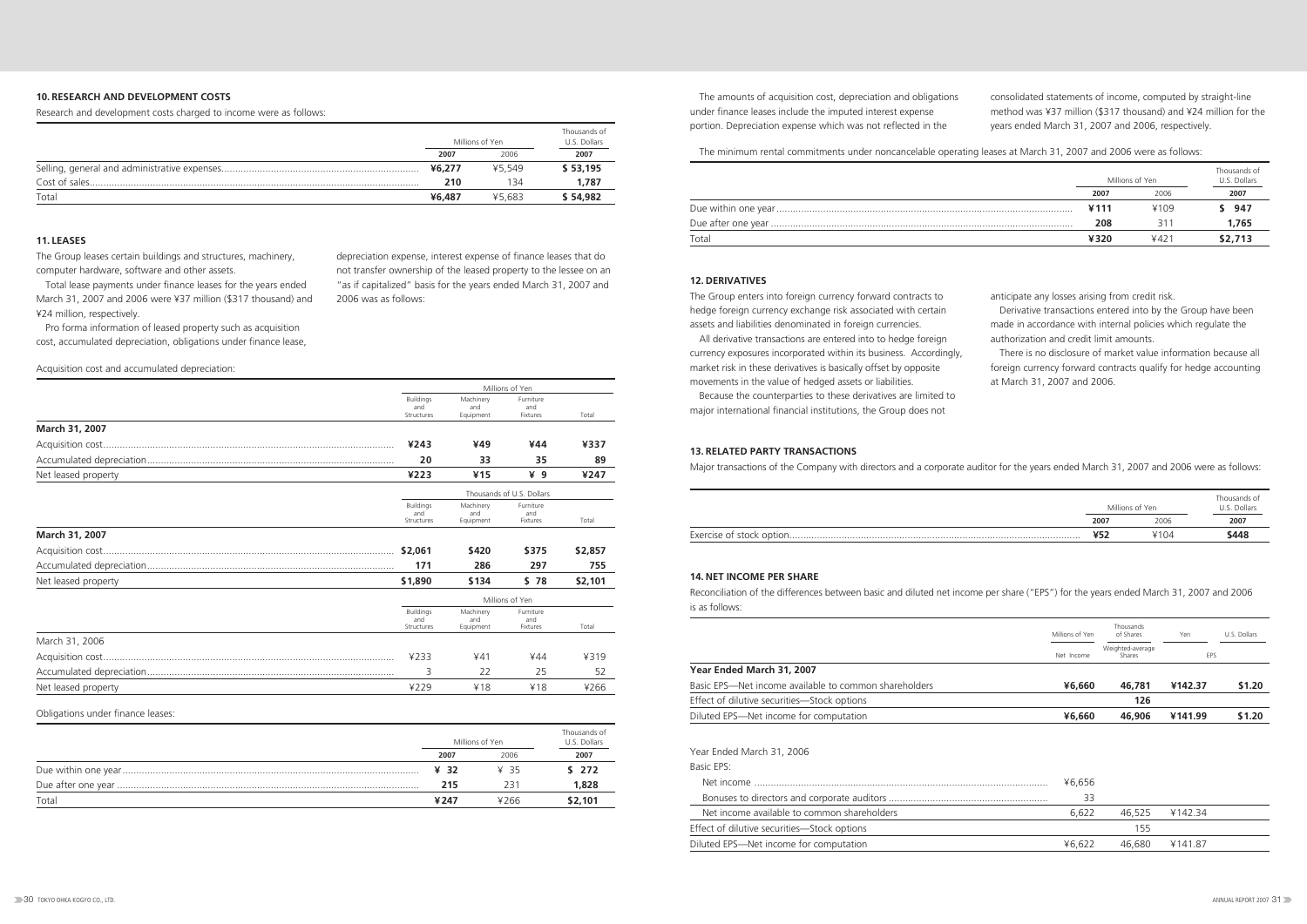## 10. RESEARCH AND DEVELOPMENT COSTS

Research and development costs charged to income were as follows:

| | Millions of Yen | | Thousands of U.S. Dollars |
|---|---|---|---|
| | **2007** | 2006 | **2007** |
| Selling, general and administrative expenses | **¥6,277** | ¥5,549 | **$ 53,195** |
| Cost of sales | **210** | 134 | **1,787** |
| Total | **¥6,487** | ¥5,683 | **$ 54,982** |

## 11. LEASES

The Group leases certain buildings and structures, machinery, computer hardware, software and other assets.

Total lease payments under finance leases for the years ended March 31, 2007 and 2006 were ¥37 million ($317 thousand) and ¥24 million, respectively.

Pro forma information of leased property such as acquisition cost, accumulated depreciation, obligations under finance lease, depreciation expense, interest expense of finance leases that do not transfer ownership of the leased property to the lessee on an "as if capitalized" basis for the years ended March 31, 2007 and 2006 was as follows:

Acquisition cost and accumulated depreciation:

| | Millions of Yen | | | |
|---|---|---|---|---|
| | Buildings and Structures | Machinery and Equipment | Furniture and Fixtures | Total |
| **March 31, 2007** | | | | |
| Acquisition cost | **¥243** | **¥49** | **¥44** | **¥337** |
| Accumulated depreciation | **20** | **33** | **35** | **89** |
| Net leased property | **¥223** | **¥15** | **¥ 9** | **¥247** |

| | Thousands of U.S. Dollars | | | |
|---|---|---|---|---|
| | Buildings and Structures | Machinery and Equipment | Furniture and Fixtures | Total |
| **March 31, 2007** | | | | |
| Acquisition cost | **$2,061** | **$420** | **$375** | **$2,857** |
| Accumulated depreciation | **171** | **286** | **297** | **755** |
| Net leased property | **$1,890** | **$134** | **$ 78** | **$2,101** |

| | Millions of Yen | | | |
|---|---|---|---|---|
| | Buildings and Structures | Machinery and Equipment | Furniture and Fixtures | Total |
| March 31, 2006 | | | | |
| Acquisition cost | ¥233 | ¥41 | ¥44 | ¥319 |
| Accumulated depreciation | 3 | 22 | 25 | 52 |
| Net leased property | ¥229 | ¥18 | ¥18 | ¥266 |

Obligations under finance leases:

| | Millions of Yen | | Thousands of U.S. Dollars |
|---|---|---|---|
| | **2007** | 2006 | **2007** |
| Due within one year | **¥ 32** | ¥ 35 | **$ 272** |
| Due after one year | **215** | 231 | **1,828** |
| Total | **¥247** | ¥266 | **$2,101** |

The amounts of acquisition cost, depreciation and obligations under finance leases include the imputed interest expense portion. Depreciation expense which was not reflected in the consolidated statements of income, computed by straight-line method was ¥37 million ($317 thousand) and ¥24 million for the years ended March 31, 2007 and 2006, respectively.

The minimum rental commitments under noncancelable operating leases at March 31, 2007 and 2006 were as follows:

| | Millions of Yen | | Thousands of U.S. Dollars |
|---|---|---|---|
| | **2007** | 2006 | **2007** |
| Due within one year | **¥111** | ¥109 | **$ 947** |
| Due after one year | **208** | 311 | **1,765** |
| Total | **¥320** | ¥421 | **$2,713** |

## 12. DERIVATIVES

The Group enters into foreign currency forward contracts to hedge foreign currency exchange risk associated with certain assets and liabilities denominated in foreign currencies.

All derivative transactions are entered into to hedge foreign currency exposures incorporated within its business. Accordingly, market risk in these derivatives is basically offset by opposite movements in the value of hedged assets or liabilities.

Because the counterparties to these derivatives are limited to major international financial institutions, the Group does not anticipate any losses arising from credit risk.

Derivative transactions entered into by the Group have been made in accordance with internal policies which regulate the authorization and credit limit amounts.

There is no disclosure of market value information because all foreign currency forward contracts qualify for hedge accounting at March 31, 2007 and 2006.

## 13. RELATED PARTY TRANSACTIONS

Major transactions of the Company with directors and a corporate auditor for the years ended March 31, 2007 and 2006 were as follows:

| | Millions of Yen | | Thousands of U.S. Dollars |
|---|---|---|---|
| | **2007** | 2006 | **2007** |
| Exercise of stock option | **¥52** | ¥104 | **$448** |

## 14. NET INCOME PER SHARE

Reconciliation of the differences between basic and diluted net income per share ("EPS") for the years ended March 31, 2007 and 2006 is as follows:

| | Millions of Yen | Thousands of Shares | Yen | U.S. Dollars |
|---|---|---|---|---|
| | Net Income | Weighted-average Shares | EPS | |
| **Year Ended March 31, 2007** | | | | |
| Basic EPS—Net income available to common shareholders | **¥6,660** | **46,781** | **¥142.37** | **$1.20** |
| Effect of dilutive securities—Stock options | | **126** | | |
| Diluted EPS—Net income for computation | **¥6,660** | **46,906** | **¥141.99** | **$1.20** |
| | | | | |
| Year Ended March 31, 2006 | | | | |
| Basic EPS: | | | | |
| Net income | ¥6,656 | | | |
| Bonuses to directors and corporate auditors | 33 | | | |
| Net income available to common shareholders | 6,622 | 46,525 | ¥142.34 | |
| Effect of dilutive securities—Stock options | | 155 | | |
| Diluted EPS—Net income for computation | ¥6,622 | 46,680 | ¥141.87 | |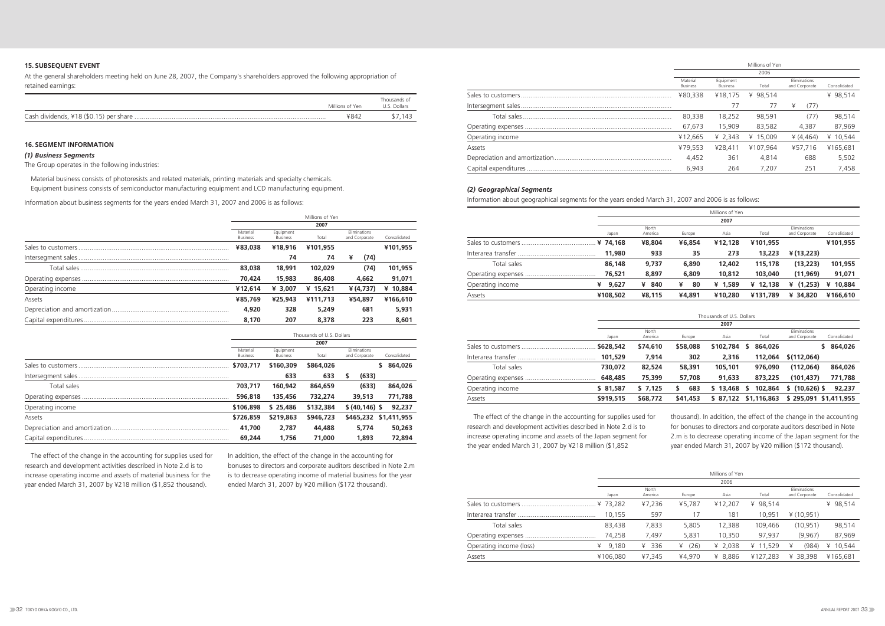## 15. SUBSEQUENT EVENT

At the general shareholders meeting held on June 28, 2007, the Company's shareholders approved the following appropriation of retained earnings:

| | Millions of Yen | Thousands of U.S. Dollars |
|---|---|---|
| Cash dividends, ¥18 ($0.15) per share | ¥842 | $7,143 |

## 16. SEGMENT INFORMATION

### *(1) Business Segments*

The Group operates in the following industries:

Material business consists of photoresists and related materials, printing materials and specialty chemicals.
Equipment business consists of semiconductor manufacturing equipment and LCD manufacturing equipment.

Information about business segments for the years ended March 31, 2007 and 2006 is as follows:

| | Millions of Yen | | | | |
|---|---|---|---|---|---|
| | 2007 | | | | |
| | Material Business | Equipment Business | Total | Eliminations and Corporate | Consolidated |
| Sales to customers | **¥83,038** | **¥18,916** | **¥101,955** | | **¥101,955** |
| Intersegment sales | | **74** | **74** | **¥ (74)** | |
| Total sales | **83,038** | **18,991** | **102,029** | **(74)** | **101,955** |
| Operating expenses | **70,424** | **15,983** | **86,408** | **4,662** | **91,071** |
| Operating income | **¥12,614** | **¥ 3,007** | **¥ 15,621** | **¥ (4,737)** | **¥ 10,884** |
| Assets | **¥85,769** | **¥25,943** | **¥111,713** | **¥54,897** | **¥166,610** |
| Depreciation and amortization | **4,920** | **328** | **5,249** | **681** | **5,931** |
| Capital expenditures | **8,170** | **207** | **8,378** | **223** | **8,601** |

| | Thousands of U.S. Dollars | | | | |
|---|---|---|---|---|---|
| | 2007 | | | | |
| | Material Business | Equipment Business | Total | Eliminations and Corporate | Consolidated |
| Sales to customers | **$703,717** | **$160,309** | **$864,026** | | **$ 864,026** |
| Intersegment sales | | **633** | **633** | **$ (633)** | |
| Total sales | **703,717** | **160,942** | **864,659** | **(633)** | **864,026** |
| Operating expenses | **596,818** | **135,456** | **732,274** | **39,513** | **771,788** |
| Operating income | **$106,898** | **$ 25,486** | **$132,384** | **$ (40,146)** | **$ 92,237** |
| Assets | **$726,859** | **$219,863** | **$946,723** | **$465,232** | **$1,411,955** |
| Depreciation and amortization | **41,700** | **2,787** | **44,488** | **5,774** | **50,263** |
| Capital expenditures | **69,244** | **1,756** | **71,000** | **1,893** | **72,894** |

The effect of the change in the accounting for supplies used for research and development activities described in Note 2.d is to increase operating income and assets of material business for the year ended March 31, 2007 by ¥218 million ($1,852 thousand). In addition, the effect of the change in the accounting for bonuses to directors and corporate auditors described in Note 2.m is to decrease operating income of material business for the year ended March 31, 2007 by ¥20 million ($172 thousand).

| | Millions of Yen | | | | |
|---|---|---|---|---|---|
| | 2006 | | | | |
| | Material Business | Equipment Business | Total | Eliminations and Corporate | Consolidated |
| Sales to customers | ¥80,338 | ¥18,175 | ¥ 98,514 | | ¥ 98,514 |
| Intersegment sales | | 77 | 77 | ¥ (77) | |
| Total sales | 80,338 | 18,252 | 98,591 | (77) | 98,514 |
| Operating expenses | 67,673 | 15,909 | 83,582 | 4,387 | 87,969 |
| Operating income | ¥12,665 | ¥ 2,343 | ¥ 15,009 | ¥ (4,464) | ¥ 10,544 |
| Assets | ¥79,553 | ¥28,411 | ¥107,964 | ¥57,716 | ¥165,681 |
| Depreciation and amortization | 4,452 | 361 | 4,814 | 688 | 5,502 |
| Capital expenditures | 6,943 | 264 | 7,207 | 251 | 7,458 |

### *(2) Geographical Segments*

Information about geographical segments for the years ended March 31, 2007 and 2006 is as follows:

| | Millions of Yen | | | | | | |
|---|---|---|---|---|---|---|---|
| | 2007 | | | | | | |
| | Japan | North America | Europe | Asia | Total | Eliminations and Corporate | Consolidated |
| Sales to customers | **¥ 74,168** | **¥8,804** | **¥6,854** | **¥12,128** | **¥101,955** | | **¥101,955** |
| Interarea transfer | **11,980** | **933** | **35** | **273** | **13,223** | **¥ (13,223)** | |
| Total sales | **86,148** | **9,737** | **6,890** | **12,402** | **115,178** | **(13,223)** | **101,955** |
| Operating expenses | **76,521** | **8,897** | **6,809** | **10,812** | **103,040** | **(11,969)** | **91,071** |
| Operating income | **¥ 9,627** | **¥ 840** | **¥ 80** | **¥ 1,589** | **¥ 12,138** | **¥ (1,253)** | **¥ 10,884** |
| Assets | **¥108,502** | **¥8,115** | **¥4,891** | **¥10,280** | **¥131,789** | **¥ 34,820** | **¥166,610** |

| | Thousands of U.S. Dollars | | | | | | |
|---|---|---|---|---|---|---|---|
| | 2007 | | | | | | |
| | Japan | North America | Europe | Asia | Total | Eliminations and Corporate | Consolidated |
| Sales to customers | **$628,542** | **$74,610** | **$58,088** | **$102,784** | **$ 864,026** | | **$ 864,026** |
| Interarea transfer | **101,529** | **7,914** | **302** | **2,316** | **112,064** | **$(112,064)** | |
| Total sales | **730,072** | **82,524** | **58,391** | **105,101** | **976,090** | **(112,064)** | **864,026** |
| Operating expenses | **648,485** | **75,399** | **57,708** | **91,633** | **873,225** | **(101,437)** | **771,788** |
| Operating income | **$ 81,587** | **$ 7,125** | **$ 683** | **$ 13,468** | **$ 102,864** | **$ (10,626)** | **$ 92,237** |
| Assets | **$919,515** | **$68,772** | **$41,453** | **$ 87,122** | **$1,116,863** | **$ 295,091** | **$1,411,955** |

The effect of the change in the accounting for supplies used for research and development activities described in Note 2.d is to increase operating income and assets of the Japan segment for the year ended March 31, 2007 by ¥218 million ($1,852 thousand). In addition, the effect of the change in the accounting for bonuses to directors and corporate auditors described in Note 2.m is to decrease operating income of the Japan segment for the year ended March 31, 2007 by ¥20 million ($172 thousand).

| | Millions of Yen | | | | | | |
|---|---|---|---|---|---|---|---|
| | 2006 | | | | | | |
| | Japan | North America | Europe | Asia | Total | Eliminations and Corporate | Consolidated |
| Sales to customers | ¥ 73,282 | ¥7,236 | ¥5,787 | ¥12,207 | ¥ 98,514 | | ¥ 98,514 |
| Interarea transfer | 10,155 | 597 | 17 | 181 | 10,951 | ¥ (10,951) | |
| Total sales | 83,438 | 7,833 | 5,805 | 12,388 | 109,466 | (10,951) | 98,514 |
| Operating expenses | 74,258 | 7,497 | 5,831 | 10,350 | 97,937 | (9,967) | 87,969 |
| Operating income (loss) | ¥ 9,180 | ¥ 336 | ¥ (26) | ¥ 2,038 | ¥ 11,529 | ¥ (984) | ¥ 10,544 |
| Assets | ¥106,080 | ¥7,345 | ¥4,970 | ¥ 8,886 | ¥127,283 | ¥ 38,398 | ¥165,681 |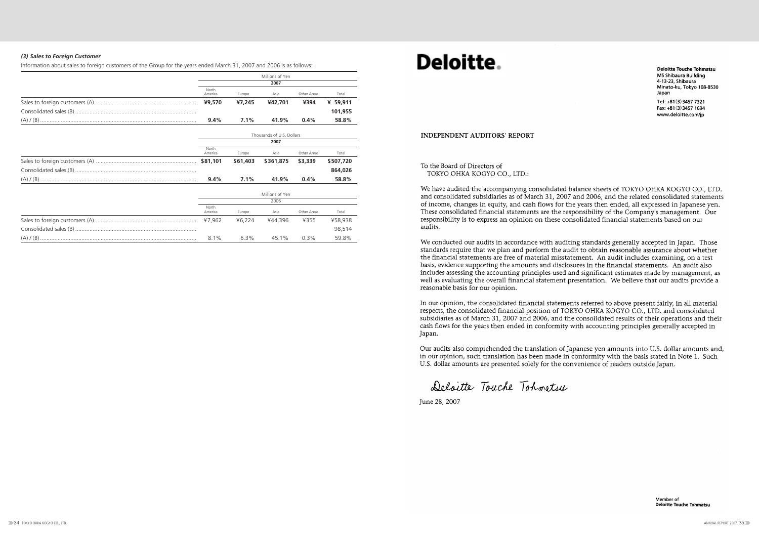*(3) Sales to Foreign Customer*

Information about sales to foreign customers of the Group for the years ended March 31, 2007 and 2006 is as follows:

| | Millions of Yen | | | | |
|---|---|---|---|---|---|
| | 2007 | | | | |
| | North America | Europe | Asia | Other Areas | Total |
| Sales to foreign customers (A) | **¥9,570** | **¥7,245** | **¥42,701** | **¥394** | **¥ 59,911** |
| Consolidated sales (B) | | | | | **101,955** |
| (A) / (B) | **9.4%** | **7.1%** | **41.9%** | **0.4%** | **58.8%** |

| | Thousands of U.S. Dollars | | | | |
|---|---|---|---|---|---|
| | 2007 | | | | |
| | North America | Europe | Asia | Other Areas | Total |
| Sales to foreign customers (A) | **$81,101** | **$61,403** | **$361,875** | **$3,339** | **$507,720** |
| Consolidated sales (B) | | | | | **864,026** |
| (A) / (B) | **9.4%** | **7.1%** | **41.9%** | **0.4%** | **58.8%** |

| | Millions of Yen | | | | |
|---|---|---|---|---|---|
| | 2006 | | | | |
| | North America | Europe | Asia | Other Areas | Total |
| Sales to foreign customers (A) | ¥7,962 | ¥6,224 | ¥44,396 | ¥355 | ¥58,938 |
| Consolidated sales (B) | | | | | 98,514 |
| (A) / (B) | 8.1% | 6.3% | 45.1% | 0.3% | 59.8% |

**Deloitte.**

**Deloitte Touche Tohmatsu**
**MS Shibaura Building**
**4-13-23, Shibaura**
**Minato-ku, Tokyo 108-8530**
**Japan**

**Tel: +81(3)3457 7321**
**Fax: +81(3)3457 1694**
**www.deloitte.com/jp**

## INDEPENDENT AUDITORS' REPORT

To the Board of Directors of
TOKYO OHKA KOGYO CO., LTD.:

We have audited the accompanying consolidated balance sheets of TOKYO OHKA KOGYO CO., LTD. and consolidated subsidiaries as of March 31, 2007 and 2006, and the related consolidated statements of income, changes in equity, and cash flows for the years then ended, all expressed in Japanese yen. These consolidated financial statements are the responsibility of the Company's management. Our responsibility is to express an opinion on these consolidated financial statements based on our audits.

We conducted our audits in accordance with auditing standards generally accepted in Japan. Those standards require that we plan and perform the audit to obtain reasonable assurance about whether the financial statements are free of material misstatement. An audit includes examining, on a test basis, evidence supporting the amounts and disclosures in the financial statements. An audit also includes assessing the accounting principles used and significant estimates made by management, as well as evaluating the overall financial statement presentation. We believe that our audits provide a reasonable basis for our opinion.

In our opinion, the consolidated financial statements referred to above present fairly, in all material respects, the consolidated financial position of TOKYO OHKA KOGYO CO., LTD. and consolidated subsidiaries as of March 31, 2007 and 2006, and the consolidated results of their operations and their cash flows for the years then ended in conformity with accounting principles generally accepted in Japan.

Our audits also comprehended the translation of Japanese yen amounts into U.S. dollar amounts and, in our opinion, such translation has been made in conformity with the basis stated in Note 1. Such U.S. dollar amounts are presented solely for the convenience of readers outside Japan.

*Deloitte Touche Tohmatsu*

June 28, 2007

**Member of**
**Deloitte Touche Tohmatsu**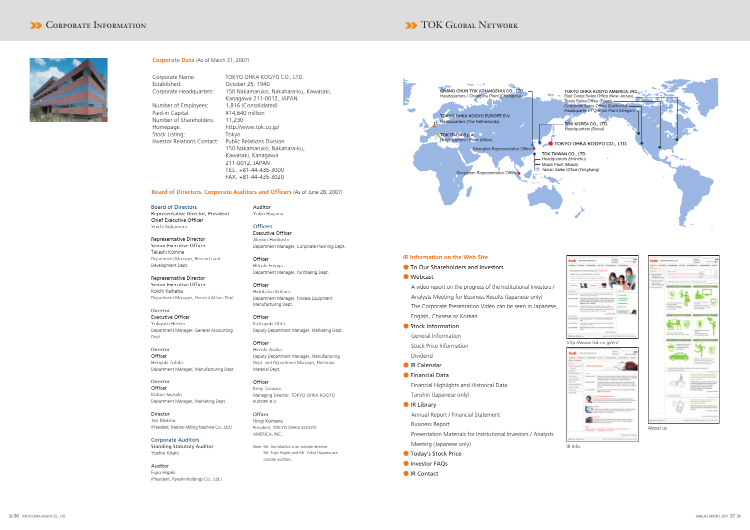# Corporate Information

## Corporate Data (As of March 31, 2007)

| | |
|---|---|
| Corporate Name: | TOKYO OHKA KOGYO CO., LTD. |
| Established: | October 25, 1940 |
| Corporate Headquarters: | 150 Nakamaruko, Nakahara-ku, Kawasaki, Kanagawa 211-0012, JAPAN |
| Number of Employees: | 1,816 (Consolidated) |
| Paid-in Capital: | ¥14,640 million |
| Number of Shareholders: | 11,230 |
| Homepage: | http://www.tok.co.jp/ |
| Stock Listing: | Tokyo |
| Investor Relations Contact: | Public Relations Division<br>150 Nakamaruko, Nakahara-ku, Kawasaki, Kanagawa<br>211-0012, JAPAN<br>TEL. +81-44-435-3000<br>FAX. +81-44-435-3020 |

## Board of Directors, Corporate Auditors and Officers (As of June 28, 2007)

### Board of Directors

Representative Director, President
Chief Executive Officer
Yoichi Nakamura

Representative Director
Senior Executive Officer
Takashi Komine
Department Manager, Research and Development Dept.

Representative Director
Senior Executive Officer
Koichi Kaihatsu
Department Manager, General Affairs Dept.

Director
Executive Officer
Yukiyasu Henmi
Department Manager, General Accounting Dept.

Director
Officer
Hiroyuki Tohda
Department Manager, Manufacturing Dept.

Director
Officer
Kobun Iwasaki
Department Manager, Marketing Dept.

Director
Jiro Makino
(President, Makino Milling Machine Co., Ltd.)

### Corporate Auditors

Standing Statutory Auditor
Yoshio Kitani

Auditor
Fujio Higaki
(President, Ryoshinholdings Co., Ltd.)

Auditor
Yukio Hayama

### Officers

Executive Officer
Akinori Horikoshi
Department Manager, Corporate Planning Dept.

Officer
Hitoshi Furuya
Department Manager, Purchasing Dept.

Officer
Hidekatsu Kohara
Department Manager, Process Equipment Manufacturing Dept.

Officer
Katsuyuki Ohta
Deputy Department Manager, Marketing Dept.

Officer
Hiroshi Asaba
Deputy Department Manager, Manufacturing Dept. and Department Manager, Electronic Material Dept.

Officer
Kenji Tazawa
Managing Director, TOKYO OHKA KOGYO EUROPE B.V.

Officer
Hiroji Komano
President, TOKYO OHKA KOGYO AMERICA, INC.

Note: Mr. Jiro Makino is an outside director.
Mr. Fujio Higaki and Mr. Yukio Hayama are outside auditors.

# TOK Global Network

**TOKYO OHKA KOGYO CO., LTD.**

**CHANG CHUN TOK (CHANGSHU) CO., LTD.**
Headquarters / Changshu Plant (Changshu)

**TOKYO OHKA KOGYO EUROPE B.V.**
Headquarters (The Netherlands)

**TOK ITALIA S.p.A.**
Headquarters / Plant (Milan)

Shanghai Representative Office

Singapore Representative Office

**TOKYO OHKA KOGYO AMERICA, INC.**
East Coast Sales Office (New Jersey)
Texas Sales Office (Texas)
Corporate Sales Office (California)
Headquarters / Oregon Plant (Oregon)

**TOK KOREA CO., LTD.**
Headquarters (Seoul)

**TOK TAIWAN CO., LTD.**
Headquarters (Hsinchu)
Miaoli Plant (Miaoli)
Tainan Sales Office (Yongkang)

## IR Information on the Web Site

- To Our Shareholders and Investors
- Webcast
  - A video report on the progress of the Institutional Investors / Analysts Meeting for Business Results (Japanese only)
  - The Corporate Presentation Video can be seen in Japanese, English, Chinese or Korean.
- Stock Information
  - General Information
  - Stock Price Information
  - Dividend
- IR Calendar
- Financial Data
  - Financial Highlights and Historical Data
  - Tanshin (Japanese only)
- IR Library
  - Annual Report / Financial Statement
  - Business Report
  - Presentation Materials for Institutional Investors / Analysts Meeting (Japanese only)
- Today's Stock Price
- Investor FAQs
- IR Contact

http://www.tok.co.jp/en/

IR Info.

About us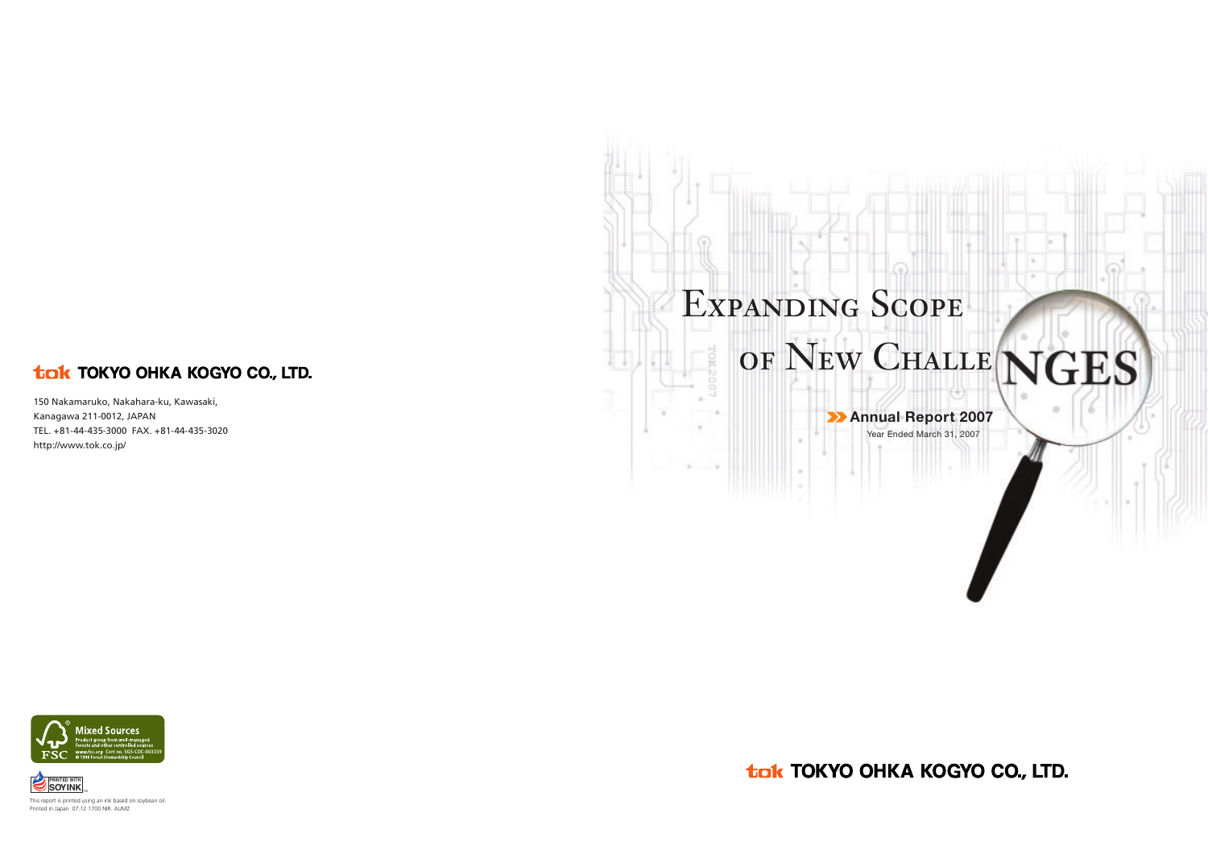**TOKYO OHKA KOGYO CO., LTD.**

150 Nakamaruko, Nakahara-ku, Kawasaki,
Kanagawa 211-0012, JAPAN
TEL. +81-44-435-3000 FAX. +81-44-435-3020
http://www.tok.co.jp/

Mixed Sources
Product group from well-managed forests and other controlled sources
www.fsc.org Cert no. SGS-COC-003339
© 1996 Forest Stewardship Council

PRINTED WITH SOYINK

This report is printed using an ink based on soybean oil.
Printed in Japan 07.12 1700 NIR. AUMZ

# EXPANDING SCOPE OF NEW CHALLENGES

## Annual Report 2007

Year Ended March 31, 2007

**TOKYO OHKA KOGYO CO., LTD.**